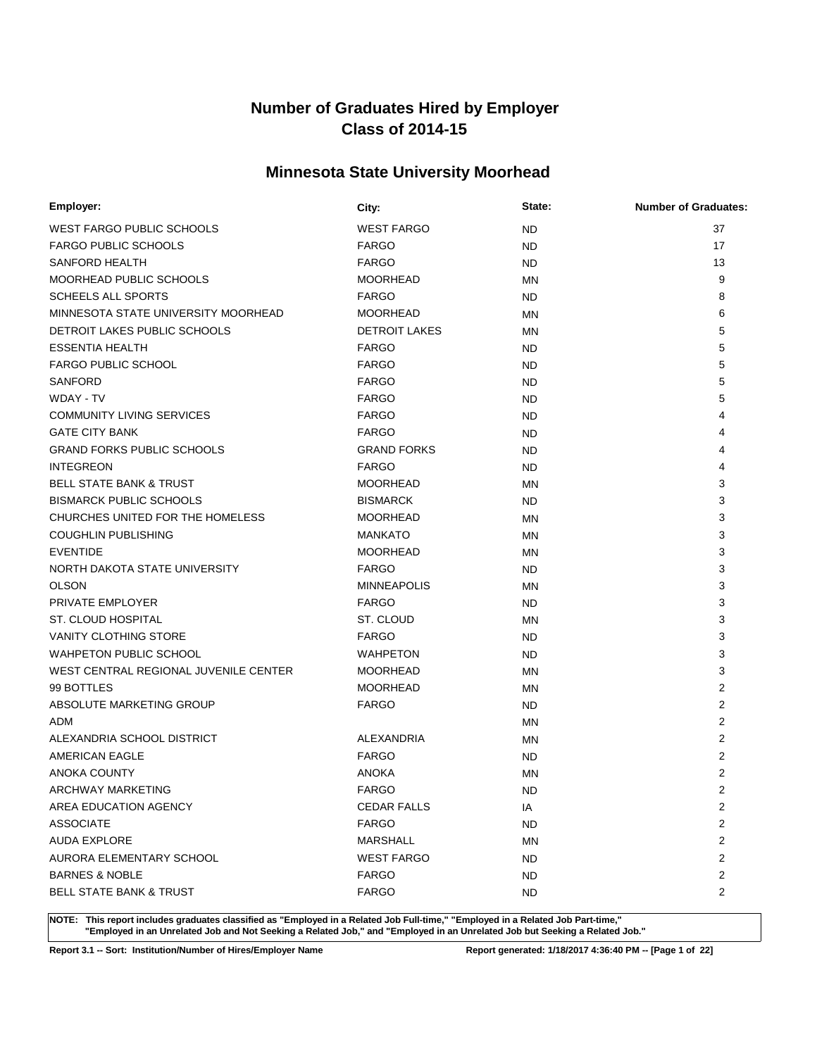# Number of Graduates Hired by Employer
# Class of 2014-15

## Minnesota State University Moorhead

| Employer: | City: | State: | Number of Graduates: |
|---|---|---|---|
| WEST FARGO PUBLIC SCHOOLS | WEST FARGO | ND | 37 |
| FARGO PUBLIC SCHOOLS | FARGO | ND | 17 |
| SANFORD HEALTH | FARGO | ND | 13 |
| MOORHEAD PUBLIC SCHOOLS | MOORHEAD | MN | 9 |
| SCHEELS ALL SPORTS | FARGO | ND | 8 |
| MINNESOTA STATE UNIVERSITY MOORHEAD | MOORHEAD | MN | 6 |
| DETROIT LAKES PUBLIC SCHOOLS | DETROIT LAKES | MN | 5 |
| ESSENTIA HEALTH | FARGO | ND | 5 |
| FARGO PUBLIC SCHOOL | FARGO | ND | 5 |
| SANFORD | FARGO | ND | 5 |
| WDAY - TV | FARGO | ND | 5 |
| COMMUNITY LIVING SERVICES | FARGO | ND | 4 |
| GATE CITY BANK | FARGO | ND | 4 |
| GRAND FORKS PUBLIC SCHOOLS | GRAND FORKS | ND | 4 |
| INTEGREON | FARGO | ND | 4 |
| BELL STATE BANK & TRUST | MOORHEAD | MN | 3 |
| BISMARCK PUBLIC SCHOOLS | BISMARCK | ND | 3 |
| CHURCHES UNITED FOR THE HOMELESS | MOORHEAD | MN | 3 |
| COUGHLIN PUBLISHING | MANKATO | MN | 3 |
| EVENTIDE | MOORHEAD | MN | 3 |
| NORTH DAKOTA STATE UNIVERSITY | FARGO | ND | 3 |
| OLSON | MINNEAPOLIS | MN | 3 |
| PRIVATE EMPLOYER | FARGO | ND | 3 |
| ST. CLOUD HOSPITAL | ST. CLOUD | MN | 3 |
| VANITY CLOTHING STORE | FARGO | ND | 3 |
| WAHPETON PUBLIC SCHOOL | WAHPETON | ND | 3 |
| WEST CENTRAL REGIONAL JUVENILE CENTER | MOORHEAD | MN | 3 |
| 99 BOTTLES | MOORHEAD | MN | 2 |
| ABSOLUTE MARKETING GROUP | FARGO | ND | 2 |
| ADM | | MN | 2 |
| ALEXANDRIA SCHOOL DISTRICT | ALEXANDRIA | MN | 2 |
| AMERICAN EAGLE | FARGO | ND | 2 |
| ANOKA COUNTY | ANOKA | MN | 2 |
| ARCHWAY MARKETING | FARGO | ND | 2 |
| AREA EDUCATION AGENCY | CEDAR FALLS | IA | 2 |
| ASSOCIATE | FARGO | ND | 2 |
| AUDA EXPLORE | MARSHALL | MN | 2 |
| AURORA ELEMENTARY SCHOOL | WEST FARGO | ND | 2 |
| BARNES & NOBLE | FARGO | ND | 2 |
| BELL STATE BANK & TRUST | FARGO | ND | 2 |

**NOTE: This report includes graduates classified as "Employed in a Related Job Full-time," "Employed in a Related Job Part-time," "Employed in an Unrelated Job and Not Seeking a Related Job," and "Employed in an Unrelated Job but Seeking a Related Job."**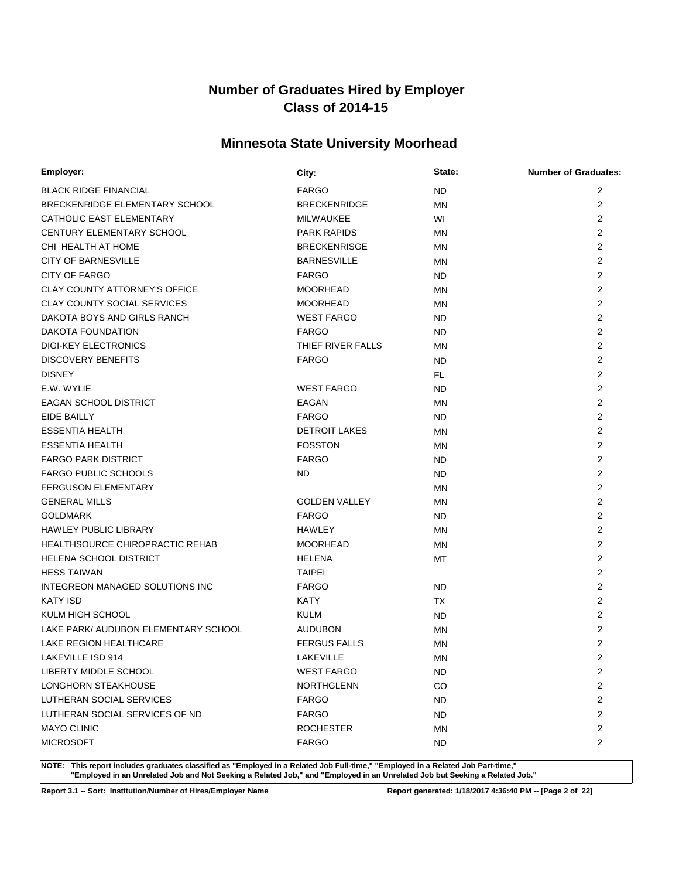# Number of Graduates Hired by Employer
# Class of 2014-15

## Minnesota State University Moorhead

| Employer: | City: | State: | Number of Graduates: |
|---|---|---|---|
| BLACK RIDGE FINANCIAL | FARGO | ND | 2 |
| BRECKENRIDGE ELEMENTARY SCHOOL | BRECKENRIDGE | MN | 2 |
| CATHOLIC EAST ELEMENTARY | MILWAUKEE | WI | 2 |
| CENTURY ELEMENTARY SCHOOL | PARK RAPIDS | MN | 2 |
| CHI HEALTH AT HOME | BRECKENRISGE | MN | 2 |
| CITY OF BARNESVILLE | BARNESVILLE | MN | 2 |
| CITY OF FARGO | FARGO | ND | 2 |
| CLAY COUNTY ATTORNEY'S OFFICE | MOORHEAD | MN | 2 |
| CLAY COUNTY SOCIAL SERVICES | MOORHEAD | MN | 2 |
| DAKOTA BOYS AND GIRLS RANCH | WEST FARGO | ND | 2 |
| DAKOTA FOUNDATION | FARGO | ND | 2 |
| DIGI-KEY ELECTRONICS | THIEF RIVER FALLS | MN | 2 |
| DISCOVERY BENEFITS | FARGO | ND | 2 |
| DISNEY | | FL | 2 |
| E.W. WYLIE | WEST FARGO | ND | 2 |
| EAGAN SCHOOL DISTRICT | EAGAN | MN | 2 |
| EIDE BAILLY | FARGO | ND | 2 |
| ESSENTIA HEALTH | DETROIT LAKES | MN | 2 |
| ESSENTIA HEALTH | FOSSTON | MN | 2 |
| FARGO PARK DISTRICT | FARGO | ND | 2 |
| FARGO PUBLIC SCHOOLS | ND | ND | 2 |
| FERGUSON ELEMENTARY | | MN | 2 |
| GENERAL MILLS | GOLDEN VALLEY | MN | 2 |
| GOLDMARK | FARGO | ND | 2 |
| HAWLEY PUBLIC LIBRARY | HAWLEY | MN | 2 |
| HEALTHSOURCE CHIROPRACTIC REHAB | MOORHEAD | MN | 2 |
| HELENA SCHOOL DISTRICT | HELENA | MT | 2 |
| HESS TAIWAN | TAIPEI | | 2 |
| INTEGREON MANAGED SOLUTIONS INC | FARGO | ND | 2 |
| KATY ISD | KATY | TX | 2 |
| KULM HIGH SCHOOL | KULM | ND | 2 |
| LAKE PARK/ AUDUBON ELEMENTARY SCHOOL | AUDUBON | MN | 2 |
| LAKE REGION HEALTHCARE | FERGUS FALLS | MN | 2 |
| LAKEVILLE ISD 914 | LAKEVILLE | MN | 2 |
| LIBERTY MIDDLE SCHOOL | WEST FARGO | ND | 2 |
| LONGHORN STEAKHOUSE | NORTHGLENN | CO | 2 |
| LUTHERAN SOCIAL SERVICES | FARGO | ND | 2 |
| LUTHERAN SOCIAL SERVICES OF ND | FARGO | ND | 2 |
| MAYO CLINIC | ROCHESTER | MN | 2 |
| MICROSOFT | FARGO | ND | 2 |

**NOTE: This report includes graduates classified as "Employed in a Related Job Full-time," "Employed in a Related Job Part-time," "Employed in an Unrelated Job and Not Seeking a Related Job," and "Employed in an Unrelated Job but Seeking a Related Job."**

**Report 3.1 -- Sort: Institution/Number of Hires/Employer Name** **Report generated: 1/18/2017 4:36:40 PM**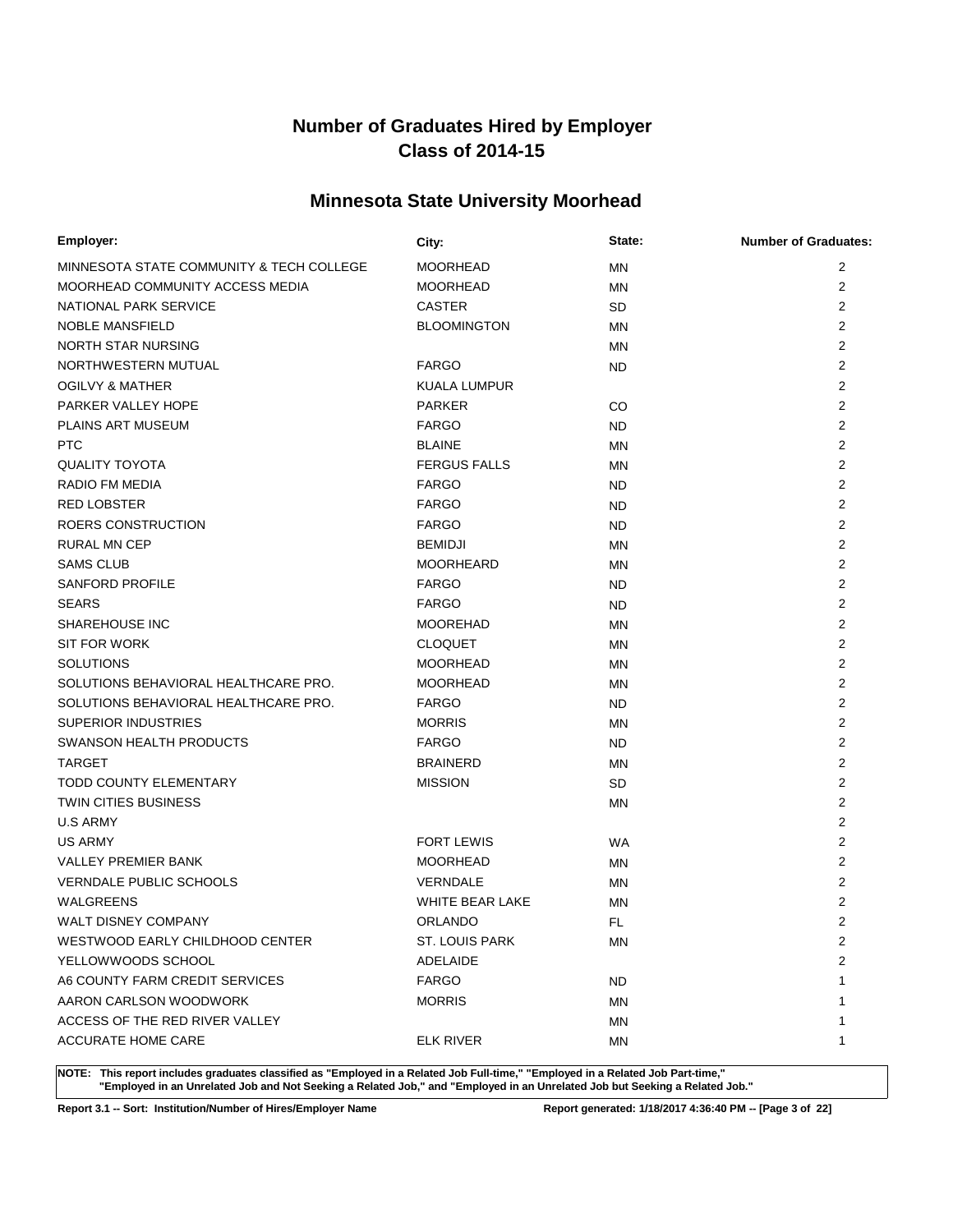# Number of Graduates Hired by Employer
# Class of 2014-15

## Minnesota State University Moorhead

| Employer: | City: | State: | Number of Graduates: |
|---|---|---|---|
| MINNESOTA STATE COMMUNITY & TECH COLLEGE | MOORHEAD | MN | 2 |
| MOORHEAD COMMUNITY ACCESS MEDIA | MOORHEAD | MN | 2 |
| NATIONAL PARK SERVICE | CASTER | SD | 2 |
| NOBLE MANSFIELD | BLOOMINGTON | MN | 2 |
| NORTH STAR NURSING | | MN | 2 |
| NORTHWESTERN MUTUAL | FARGO | ND | 2 |
| OGILVY & MATHER | KUALA LUMPUR | | 2 |
| PARKER VALLEY HOPE | PARKER | CO | 2 |
| PLAINS ART MUSEUM | FARGO | ND | 2 |
| PTC | BLAINE | MN | 2 |
| QUALITY TOYOTA | FERGUS FALLS | MN | 2 |
| RADIO FM MEDIA | FARGO | ND | 2 |
| RED LOBSTER | FARGO | ND | 2 |
| ROERS CONSTRUCTION | FARGO | ND | 2 |
| RURAL MN CEP | BEMIDJI | MN | 2 |
| SAMS CLUB | MOORHEARD | MN | 2 |
| SANFORD PROFILE | FARGO | ND | 2 |
| SEARS | FARGO | ND | 2 |
| SHAREHOUSE INC | MOOREHAD | MN | 2 |
| SIT FOR WORK | CLOQUET | MN | 2 |
| SOLUTIONS | MOORHEAD | MN | 2 |
| SOLUTIONS BEHAVIORAL HEALTHCARE PRO. | MOORHEAD | MN | 2 |
| SOLUTIONS BEHAVIORAL HEALTHCARE PRO. | FARGO | ND | 2 |
| SUPERIOR INDUSTRIES | MORRIS | MN | 2 |
| SWANSON HEALTH PRODUCTS | FARGO | ND | 2 |
| TARGET | BRAINERD | MN | 2 |
| TODD COUNTY ELEMENTARY | MISSION | SD | 2 |
| TWIN CITIES BUSINESS | | MN | 2 |
| U.S ARMY | | | 2 |
| US ARMY | FORT LEWIS | WA | 2 |
| VALLEY PREMIER BANK | MOORHEAD | MN | 2 |
| VERNDALE PUBLIC SCHOOLS | VERNDALE | MN | 2 |
| WALGREENS | WHITE BEAR LAKE | MN | 2 |
| WALT DISNEY COMPANY | ORLANDO | FL | 2 |
| WESTWOOD EARLY CHILDHOOD CENTER | ST. LOUIS PARK | MN | 2 |
| YELLOWWOODS SCHOOL | ADELAIDE | | 2 |
| A6 COUNTY FARM CREDIT SERVICES | FARGO | ND | 1 |
| AARON CARLSON WOODWORK | MORRIS | MN | 1 |
| ACCESS OF THE RED RIVER VALLEY | | MN | 1 |
| ACCURATE HOME CARE | ELK RIVER | MN | 1 |

**NOTE: This report includes graduates classified as "Employed in a Related Job Full-time," "Employed in a Related Job Part-time," "Employed in an Unrelated Job and Not Seeking a Related Job," and "Employed in an Unrelated Job but Seeking a Related Job."**

**Report 3.1 -- Sort: Institution/Number of Hires/Employer Name** **Report generated: 1/18/2017 4:36:40 PM**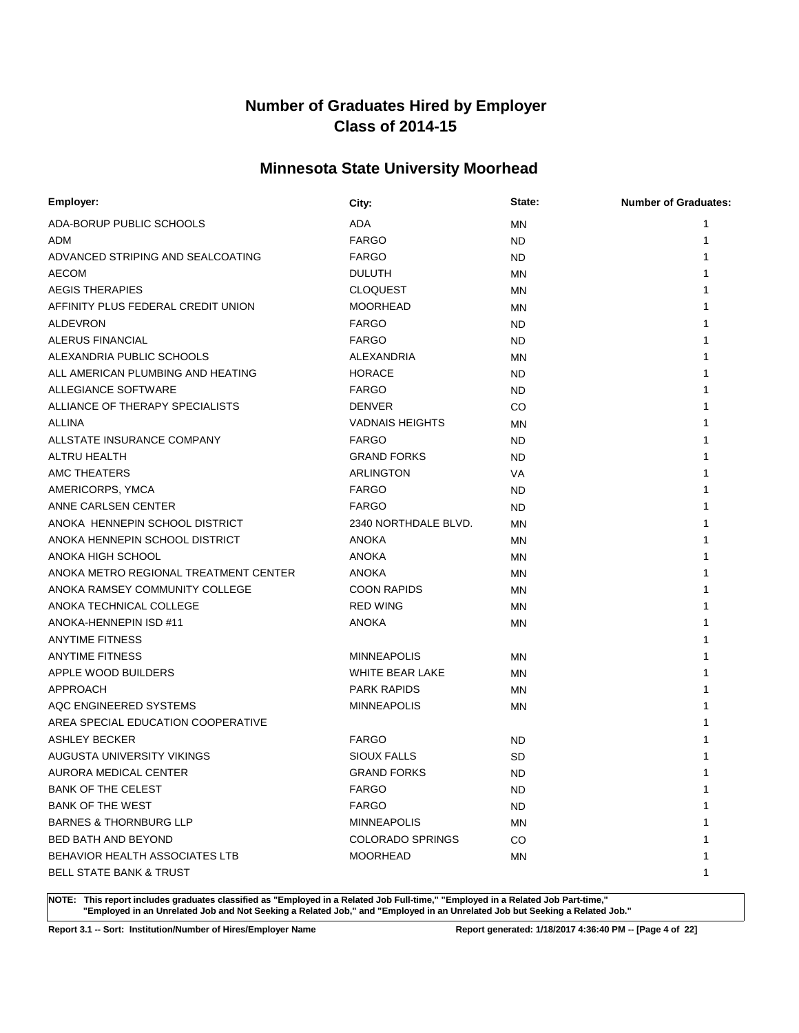# Number of Graduates Hired by Employer
# Class of 2014-15

## Minnesota State University Moorhead

| Employer: | City: | State: | Number of Graduates: |
|---|---|---|---|
| ADA-BORUP PUBLIC SCHOOLS | ADA | MN | 1 |
| ADM | FARGO | ND | 1 |
| ADVANCED STRIPING AND SEALCOATING | FARGO | ND | 1 |
| AECOM | DULUTH | MN | 1 |
| AEGIS THERAPIES | CLOQUEST | MN | 1 |
| AFFINITY PLUS FEDERAL CREDIT UNION | MOORHEAD | MN | 1 |
| ALDEVRON | FARGO | ND | 1 |
| ALERUS FINANCIAL | FARGO | ND | 1 |
| ALEXANDRIA PUBLIC SCHOOLS | ALEXANDRIA | MN | 1 |
| ALL AMERICAN PLUMBING AND HEATING | HORACE | ND | 1 |
| ALLEGIANCE SOFTWARE | FARGO | ND | 1 |
| ALLIANCE OF THERAPY SPECIALISTS | DENVER | CO | 1 |
| ALLINA | VADNAIS HEIGHTS | MN | 1 |
| ALLSTATE INSURANCE COMPANY | FARGO | ND | 1 |
| ALTRU HEALTH | GRAND FORKS | ND | 1 |
| AMC THEATERS | ARLINGTON | VA | 1 |
| AMERICORPS, YMCA | FARGO | ND | 1 |
| ANNE CARLSEN CENTER | FARGO | ND | 1 |
| ANOKA  HENNEPIN SCHOOL DISTRICT | 2340 NORTHDALE BLVD. | MN | 1 |
| ANOKA HENNEPIN SCHOOL DISTRICT | ANOKA | MN | 1 |
| ANOKA HIGH SCHOOL | ANOKA | MN | 1 |
| ANOKA METRO REGIONAL TREATMENT CENTER | ANOKA | MN | 1 |
| ANOKA RAMSEY COMMUNITY COLLEGE | COON RAPIDS | MN | 1 |
| ANOKA TECHNICAL COLLEGE | RED WING | MN | 1 |
| ANOKA-HENNEPIN ISD #11 | ANOKA | MN | 1 |
| ANYTIME FITNESS | | | 1 |
| ANYTIME FITNESS | MINNEAPOLIS | MN | 1 |
| APPLE WOOD BUILDERS | WHITE BEAR LAKE | MN | 1 |
| APPROACH | PARK RAPIDS | MN | 1 |
| AQC ENGINEERED SYSTEMS | MINNEAPOLIS | MN | 1 |
| AREA SPECIAL EDUCATION COOPERATIVE | | | 1 |
| ASHLEY BECKER | FARGO | ND | 1 |
| AUGUSTA UNIVERSITY VIKINGS | SIOUX FALLS | SD | 1 |
| AURORA MEDICAL CENTER | GRAND FORKS | ND | 1 |
| BANK OF THE CELEST | FARGO | ND | 1 |
| BANK OF THE WEST | FARGO | ND | 1 |
| BARNES & THORNBURG LLP | MINNEAPOLIS | MN | 1 |
| BED BATH AND BEYOND | COLORADO SPRINGS | CO | 1 |
| BEHAVIOR HEALTH ASSOCIATES LTB | MOORHEAD | MN | 1 |
| BELL STATE BANK & TRUST | | | 1 |

**NOTE: This report includes graduates classified as "Employed in a Related Job Full-time," "Employed in a Related Job Part-time," "Employed in an Unrelated Job and Not Seeking a Related Job," and "Employed in an Unrelated Job but Seeking a Related Job."**

**Report 3.1 -- Sort: Institution/Number of Hires/Employer Name**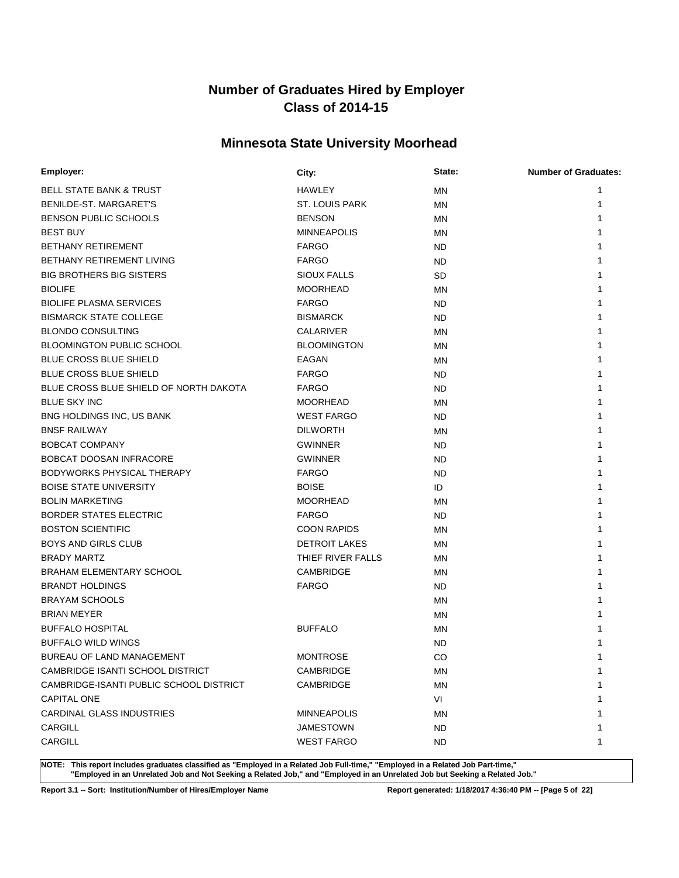# Number of Graduates Hired by Employer
# Class of 2014-15

## Minnesota State University Moorhead

| Employer: | City: | State: | Number of Graduates: |
|---|---|---|---|
| BELL STATE BANK & TRUST | HAWLEY | MN | 1 |
| BENILDE-ST. MARGARET'S | ST. LOUIS PARK | MN | 1 |
| BENSON PUBLIC SCHOOLS | BENSON | MN | 1 |
| BEST BUY | MINNEAPOLIS | MN | 1 |
| BETHANY RETIREMENT | FARGO | ND | 1 |
| BETHANY RETIREMENT LIVING | FARGO | ND | 1 |
| BIG BROTHERS BIG SISTERS | SIOUX FALLS | SD | 1 |
| BIOLIFE | MOORHEAD | MN | 1 |
| BIOLIFE PLASMA SERVICES | FARGO | ND | 1 |
| BISMARCK STATE COLLEGE | BISMARCK | ND | 1 |
| BLONDO CONSULTING | CALARIVER | MN | 1 |
| BLOOMINGTON PUBLIC SCHOOL | BLOOMINGTON | MN | 1 |
| BLUE CROSS BLUE SHIELD | EAGAN | MN | 1 |
| BLUE CROSS BLUE SHIELD | FARGO | ND | 1 |
| BLUE CROSS BLUE SHIELD OF NORTH DAKOTA | FARGO | ND | 1 |
| BLUE SKY INC | MOORHEAD | MN | 1 |
| BNG HOLDINGS INC, US BANK | WEST FARGO | ND | 1 |
| BNSF RAILWAY | DILWORTH | MN | 1 |
| BOBCAT COMPANY | GWINNER | ND | 1 |
| BOBCAT DOOSAN INFRACORE | GWINNER | ND | 1 |
| BODYWORKS PHYSICAL THERAPY | FARGO | ND | 1 |
| BOISE STATE UNIVERSITY | BOISE | ID | 1 |
| BOLIN MARKETING | MOORHEAD | MN | 1 |
| BORDER STATES ELECTRIC | FARGO | ND | 1 |
| BOSTON SCIENTIFIC | COON RAPIDS | MN | 1 |
| BOYS AND GIRLS CLUB | DETROIT LAKES | MN | 1 |
| BRADY MARTZ | THIEF RIVER FALLS | MN | 1 |
| BRAHAM ELEMENTARY SCHOOL | CAMBRIDGE | MN | 1 |
| BRANDT HOLDINGS | FARGO | ND | 1 |
| BRAYAM SCHOOLS | | MN | 1 |
| BRIAN MEYER | | MN | 1 |
| BUFFALO HOSPITAL | BUFFALO | MN | 1 |
| BUFFALO WILD WINGS | | ND | 1 |
| BUREAU OF LAND MANAGEMENT | MONTROSE | CO | 1 |
| CAMBRIDGE ISANTI SCHOOL DISTRICT | CAMBRIDGE | MN | 1 |
| CAMBRIDGE-ISANTI PUBLIC SCHOOL DISTRICT | CAMBRIDGE | MN | 1 |
| CAPITAL ONE | | VI | 1 |
| CARDINAL GLASS INDUSTRIES | MINNEAPOLIS | MN | 1 |
| CARGILL | JAMESTOWN | ND | 1 |
| CARGILL | WEST FARGO | ND | 1 |

**NOTE: This report includes graduates classified as "Employed in a Related Job Full-time," "Employed in a Related Job Part-time," "Employed in an Unrelated Job and Not Seeking a Related Job," and "Employed in an Unrelated Job but Seeking a Related Job."**

**Report 3.1 -- Sort: Institution/Number of Hires/Employer Name**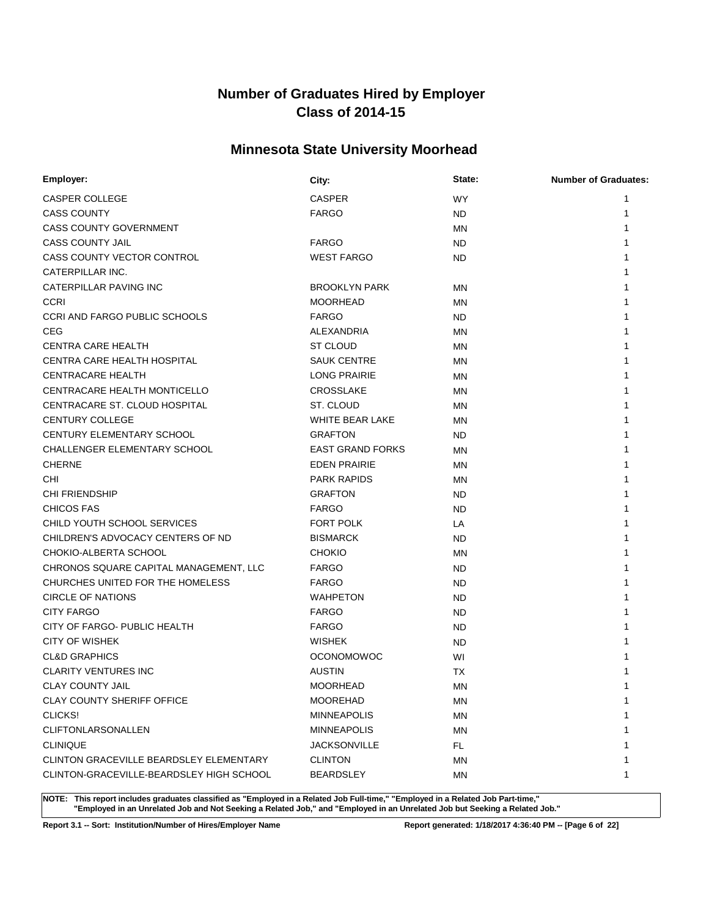# Number of Graduates Hired by Employer
# Class of 2014-15

## Minnesota State University Moorhead

| Employer: | City: | State: | Number of Graduates: |
|---|---|---|---|
| CASPER COLLEGE | CASPER | WY | 1 |
| CASS COUNTY | FARGO | ND | 1 |
| CASS COUNTY GOVERNMENT | | MN | 1 |
| CASS COUNTY JAIL | FARGO | ND | 1 |
| CASS COUNTY VECTOR CONTROL | WEST FARGO | ND | 1 |
| CATERPILLAR INC. | | | 1 |
| CATERPILLAR PAVING INC | BROOKLYN PARK | MN | 1 |
| CCRI | MOORHEAD | MN | 1 |
| CCRI AND FARGO PUBLIC SCHOOLS | FARGO | ND | 1 |
| CEG | ALEXANDRIA | MN | 1 |
| CENTRA CARE HEALTH | ST CLOUD | MN | 1 |
| CENTRA CARE HEALTH HOSPITAL | SAUK CENTRE | MN | 1 |
| CENTRACARE HEALTH | LONG PRAIRIE | MN | 1 |
| CENTRACARE HEALTH MONTICELLO | CROSSLAKE | MN | 1 |
| CENTRACARE ST. CLOUD HOSPITAL | ST. CLOUD | MN | 1 |
| CENTURY COLLEGE | WHITE BEAR LAKE | MN | 1 |
| CENTURY ELEMENTARY SCHOOL | GRAFTON | ND | 1 |
| CHALLENGER ELEMENTARY SCHOOL | EAST GRAND FORKS | MN | 1 |
| CHERNE | EDEN PRAIRIE | MN | 1 |
| CHI | PARK RAPIDS | MN | 1 |
| CHI FRIENDSHIP | GRAFTON | ND | 1 |
| CHICOS FAS | FARGO | ND | 1 |
| CHILD YOUTH SCHOOL SERVICES | FORT POLK | LA | 1 |
| CHILDREN'S ADVOCACY CENTERS OF ND | BISMARCK | ND | 1 |
| CHOKIO-ALBERTA SCHOOL | CHOKIO | MN | 1 |
| CHRONOS SQUARE CAPITAL MANAGEMENT, LLC | FARGO | ND | 1 |
| CHURCHES UNITED FOR THE HOMELESS | FARGO | ND | 1 |
| CIRCLE OF NATIONS | WAHPETON | ND | 1 |
| CITY FARGO | FARGO | ND | 1 |
| CITY OF FARGO- PUBLIC HEALTH | FARGO | ND | 1 |
| CITY OF WISHEK | WISHEK | ND | 1 |
| CL&D GRAPHICS | OCONOMOWOC | WI | 1 |
| CLARITY VENTURES INC | AUSTIN | TX | 1 |
| CLAY COUNTY JAIL | MOORHEAD | MN | 1 |
| CLAY COUNTY SHERIFF OFFICE | MOOREHAD | MN | 1 |
| CLICKS! | MINNEAPOLIS | MN | 1 |
| CLIFTONLARSONALLEN | MINNEAPOLIS | MN | 1 |
| CLINIQUE | JACKSONVILLE | FL | 1 |
| CLINTON GRACEVILLE BEARDSLEY ELEMENTARY | CLINTON | MN | 1 |
| CLINTON-GRACEVILLE-BEARDSLEY HIGH SCHOOL | BEARDSLEY | MN | 1 |

**NOTE: This report includes graduates classified as "Employed in a Related Job Full-time," "Employed in a Related Job Part-time," "Employed in an Unrelated Job and Not Seeking a Related Job," and "Employed in an Unrelated Job but Seeking a Related Job."**

**Report 3.1 -- Sort: Institution/Number of Hires/Employer Name**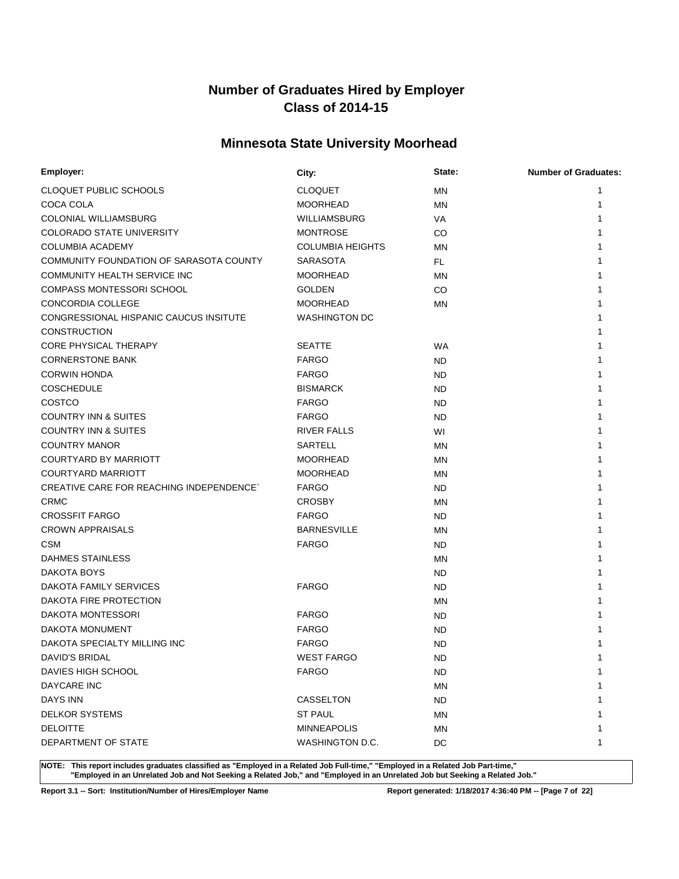# Number of Graduates Hired by Employer
# Class of 2014-15

## Minnesota State University Moorhead

| Employer: | City: | State: | Number of Graduates: |
|---|---|---|---|
| CLOQUET PUBLIC SCHOOLS | CLOQUET | MN | 1 |
| COCA COLA | MOORHEAD | MN | 1 |
| COLONIAL WILLIAMSBURG | WILLIAMSBURG | VA | 1 |
| COLORADO STATE UNIVERSITY | MONTROSE | CO | 1 |
| COLUMBIA ACADEMY | COLUMBIA HEIGHTS | MN | 1 |
| COMMUNITY FOUNDATION OF SARASOTA COUNTY | SARASOTA | FL | 1 |
| COMMUNITY HEALTH SERVICE INC | MOORHEAD | MN | 1 |
| COMPASS MONTESSORI SCHOOL | GOLDEN | CO | 1 |
| CONCORDIA COLLEGE | MOORHEAD | MN | 1 |
| CONGRESSIONAL HISPANIC CAUCUS INSITUTE | WASHINGTON DC | | 1 |
| CONSTRUCTION | | | 1 |
| CORE PHYSICAL THERAPY | SEATTE | WA | 1 |
| CORNERSTONE BANK | FARGO | ND | 1 |
| CORWIN HONDA | FARGO | ND | 1 |
| COSCHEDULE | BISMARCK | ND | 1 |
| COSTCO | FARGO | ND | 1 |
| COUNTRY INN & SUITES | FARGO | ND | 1 |
| COUNTRY INN & SUITES | RIVER FALLS | WI | 1 |
| COUNTRY MANOR | SARTELL | MN | 1 |
| COURTYARD BY MARRIOTT | MOORHEAD | MN | 1 |
| COURTYARD MARRIOTT | MOORHEAD | MN | 1 |
| CREATIVE CARE FOR REACHING INDEPENDENCE` | FARGO | ND | 1 |
| CRMC | CROSBY | MN | 1 |
| CROSSFIT FARGO | FARGO | ND | 1 |
| CROWN APPRAISALS | BARNESVILLE | MN | 1 |
| CSM | FARGO | ND | 1 |
| DAHMES STAINLESS | | MN | 1 |
| DAKOTA BOYS | | ND | 1 |
| DAKOTA FAMILY SERVICES | FARGO | ND | 1 |
| DAKOTA FIRE PROTECTION | | MN | 1 |
| DAKOTA MONTESSORI | FARGO | ND | 1 |
| DAKOTA MONUMENT | FARGO | ND | 1 |
| DAKOTA SPECIALTY MILLING INC | FARGO | ND | 1 |
| DAVID'S BRIDAL | WEST FARGO | ND | 1 |
| DAVIES HIGH SCHOOL | FARGO | ND | 1 |
| DAYCARE INC | | MN | 1 |
| DAYS INN | CASSELTON | ND | 1 |
| DELKOR SYSTEMS | ST PAUL | MN | 1 |
| DELOITTE | MINNEAPOLIS | MN | 1 |
| DEPARTMENT OF STATE | WASHINGTON D.C. | DC | 1 |

**NOTE: This report includes graduates classified as "Employed in a Related Job Full-time," "Employed in a Related Job Part-time," "Employed in an Unrelated Job and Not Seeking a Related Job," and "Employed in an Unrelated Job but Seeking a Related Job."**

**Report 3.1 -- Sort: Institution/Number of Hires/Employer Name**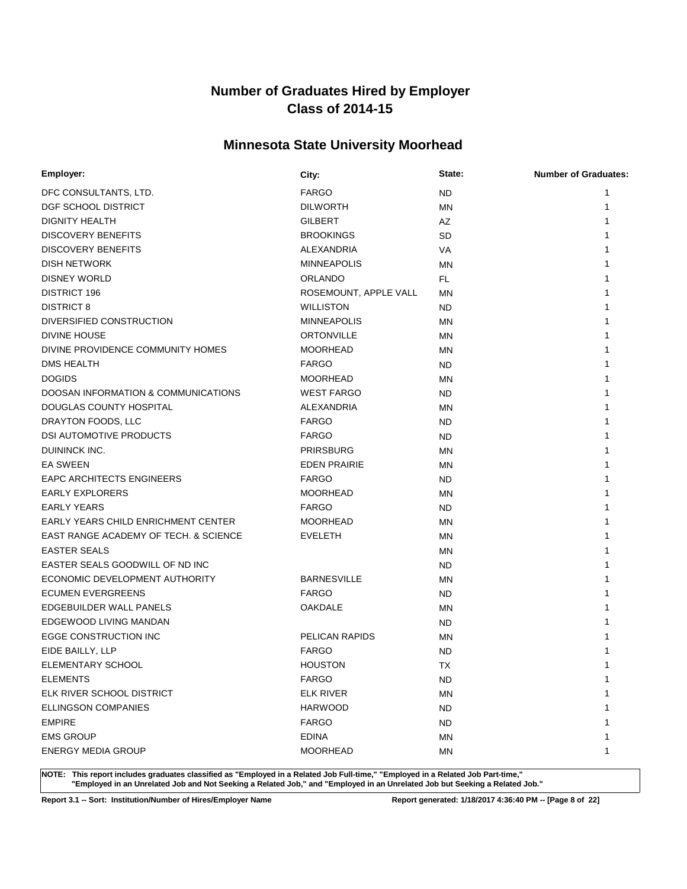# Number of Graduates Hired by Employer
# Class of 2014-15

## Minnesota State University Moorhead

| Employer: | City: | State: | Number of Graduates: |
|---|---|---|---|
| DFC CONSULTANTS, LTD. | FARGO | ND | 1 |
| DGF SCHOOL DISTRICT | DILWORTH | MN | 1 |
| DIGNITY HEALTH | GILBERT | AZ | 1 |
| DISCOVERY BENEFITS | BROOKINGS | SD | 1 |
| DISCOVERY BENEFITS | ALEXANDRIA | VA | 1 |
| DISH NETWORK | MINNEAPOLIS | MN | 1 |
| DISNEY WORLD | ORLANDO | FL | 1 |
| DISTRICT 196 | ROSEMOUNT, APPLE VALL | MN | 1 |
| DISTRICT 8 | WILLISTON | ND | 1 |
| DIVERSIFIED CONSTRUCTION | MINNEAPOLIS | MN | 1 |
| DIVINE HOUSE | ORTONVILLE | MN | 1 |
| DIVINE PROVIDENCE COMMUNITY HOMES | MOORHEAD | MN | 1 |
| DMS HEALTH | FARGO | ND | 1 |
| DOGIDS | MOORHEAD | MN | 1 |
| DOOSAN INFORMATION & COMMUNICATIONS | WEST FARGO | ND | 1 |
| DOUGLAS COUNTY HOSPITAL | ALEXANDRIA | MN | 1 |
| DRAYTON FOODS, LLC | FARGO | ND | 1 |
| DSI AUTOMOTIVE PRODUCTS | FARGO | ND | 1 |
| DUININCK INC. | PRIRSBURG | MN | 1 |
| EA SWEEN | EDEN PRAIRIE | MN | 1 |
| EAPC ARCHITECTS ENGINEERS | FARGO | ND | 1 |
| EARLY EXPLORERS | MOORHEAD | MN | 1 |
| EARLY YEARS | FARGO | ND | 1 |
| EARLY YEARS CHILD ENRICHMENT CENTER | MOORHEAD | MN | 1 |
| EAST RANGE ACADEMY OF TECH. & SCIENCE | EVELETH | MN | 1 |
| EASTER SEALS | | MN | 1 |
| EASTER SEALS GOODWILL OF ND INC | | ND | 1 |
| ECONOMIC DEVELOPMENT AUTHORITY | BARNESVILLE | MN | 1 |
| ECUMEN EVERGREENS | FARGO | ND | 1 |
| EDGEBUILDER WALL PANELS | OAKDALE | MN | 1 |
| EDGEWOOD LIVING MANDAN | | ND | 1 |
| EGGE CONSTRUCTION INC | PELICAN RAPIDS | MN | 1 |
| EIDE BAILLY, LLP | FARGO | ND | 1 |
| ELEMENTARY SCHOOL | HOUSTON | TX | 1 |
| ELEMENTS | FARGO | ND | 1 |
| ELK RIVER SCHOOL DISTRICT | ELK RIVER | MN | 1 |
| ELLINGSON COMPANIES | HARWOOD | ND | 1 |
| EMPIRE | FARGO | ND | 1 |
| EMS GROUP | EDINA | MN | 1 |
| ENERGY MEDIA GROUP | MOORHEAD | MN | 1 |

**NOTE: This report includes graduates classified as "Employed in a Related Job Full-time," "Employed in a Related Job Part-time," "Employed in an Unrelated Job and Not Seeking a Related Job," and "Employed in an Unrelated Job but Seeking a Related Job."**

**Report 3.1 -- Sort: Institution/Number of Hires/Employer Name** **Report generated: 1/18/2017 4:36:40 PM**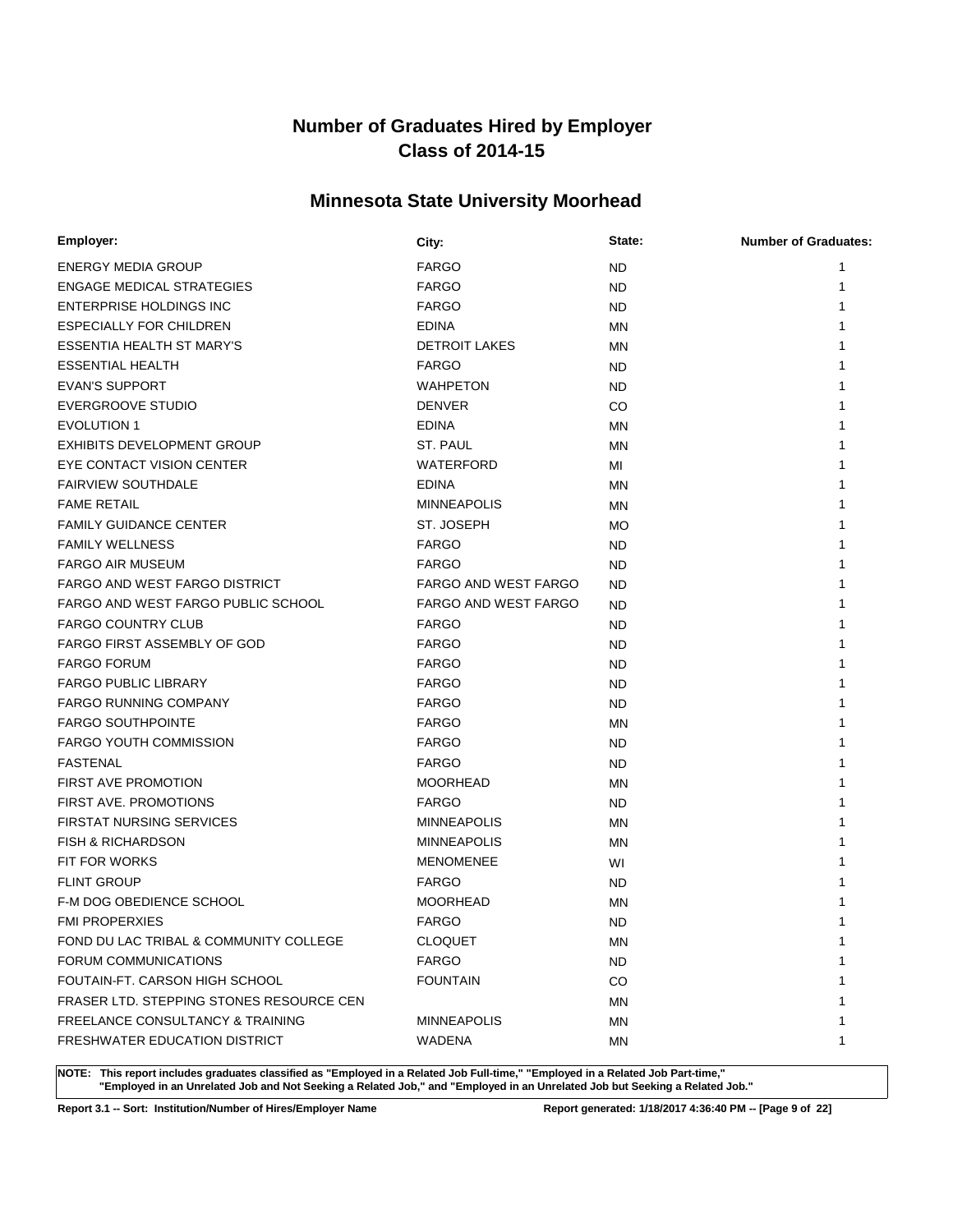# Number of Graduates Hired by Employer
# Class of 2014-15

## Minnesota State University Moorhead

| Employer: | City: | State: | Number of Graduates: |
|---|---|---|---|
| ENERGY MEDIA GROUP | FARGO | ND | 1 |
| ENGAGE MEDICAL STRATEGIES | FARGO | ND | 1 |
| ENTERPRISE HOLDINGS INC | FARGO | ND | 1 |
| ESPECIALLY FOR CHILDREN | EDINA | MN | 1 |
| ESSENTIA HEALTH ST MARY'S | DETROIT LAKES | MN | 1 |
| ESSENTIAL HEALTH | FARGO | ND | 1 |
| EVAN'S SUPPORT | WAHPETON | ND | 1 |
| EVERGROOVE STUDIO | DENVER | CO | 1 |
| EVOLUTION 1 | EDINA | MN | 1 |
| EXHIBITS DEVELOPMENT GROUP | ST. PAUL | MN | 1 |
| EYE CONTACT VISION CENTER | WATERFORD | MI | 1 |
| FAIRVIEW SOUTHDALE | EDINA | MN | 1 |
| FAME RETAIL | MINNEAPOLIS | MN | 1 |
| FAMILY GUIDANCE CENTER | ST. JOSEPH | MO | 1 |
| FAMILY WELLNESS | FARGO | ND | 1 |
| FARGO AIR MUSEUM | FARGO | ND | 1 |
| FARGO AND WEST FARGO DISTRICT | FARGO AND WEST FARGO | ND | 1 |
| FARGO AND WEST FARGO PUBLIC SCHOOL | FARGO AND WEST FARGO | ND | 1 |
| FARGO COUNTRY CLUB | FARGO | ND | 1 |
| FARGO FIRST ASSEMBLY OF GOD | FARGO | ND | 1 |
| FARGO FORUM | FARGO | ND | 1 |
| FARGO PUBLIC LIBRARY | FARGO | ND | 1 |
| FARGO RUNNING COMPANY | FARGO | ND | 1 |
| FARGO SOUTHPOINTE | FARGO | MN | 1 |
| FARGO YOUTH COMMISSION | FARGO | ND | 1 |
| FASTENAL | FARGO | ND | 1 |
| FIRST AVE PROMOTION | MOORHEAD | MN | 1 |
| FIRST AVE. PROMOTIONS | FARGO | ND | 1 |
| FIRSTAT NURSING SERVICES | MINNEAPOLIS | MN | 1 |
| FISH & RICHARDSON | MINNEAPOLIS | MN | 1 |
| FIT FOR WORKS | MENOMENEE | WI | 1 |
| FLINT GROUP | FARGO | ND | 1 |
| F-M DOG OBEDIENCE SCHOOL | MOORHEAD | MN | 1 |
| FMI PROPERXIES | FARGO | ND | 1 |
| FOND DU LAC TRIBAL & COMMUNITY COLLEGE | CLOQUET | MN | 1 |
| FORUM COMMUNICATIONS | FARGO | ND | 1 |
| FOUTAIN-FT. CARSON HIGH SCHOOL | FOUNTAIN | CO | 1 |
| FRASER LTD. STEPPING STONES RESOURCE CEN | | MN | 1 |
| FREELANCE CONSULTANCY & TRAINING | MINNEAPOLIS | MN | 1 |
| FRESHWATER EDUCATION DISTRICT | WADENA | MN | 1 |

**NOTE: This report includes graduates classified as "Employed in a Related Job Full-time," "Employed in a Related Job Part-time," "Employed in an Unrelated Job and Not Seeking a Related Job," and "Employed in an Unrelated Job but Seeking a Related Job."**

**Report 3.1 -- Sort: Institution/Number of Hires/Employer Name** **Report generated: 1/18/2017 4:36:40 PM**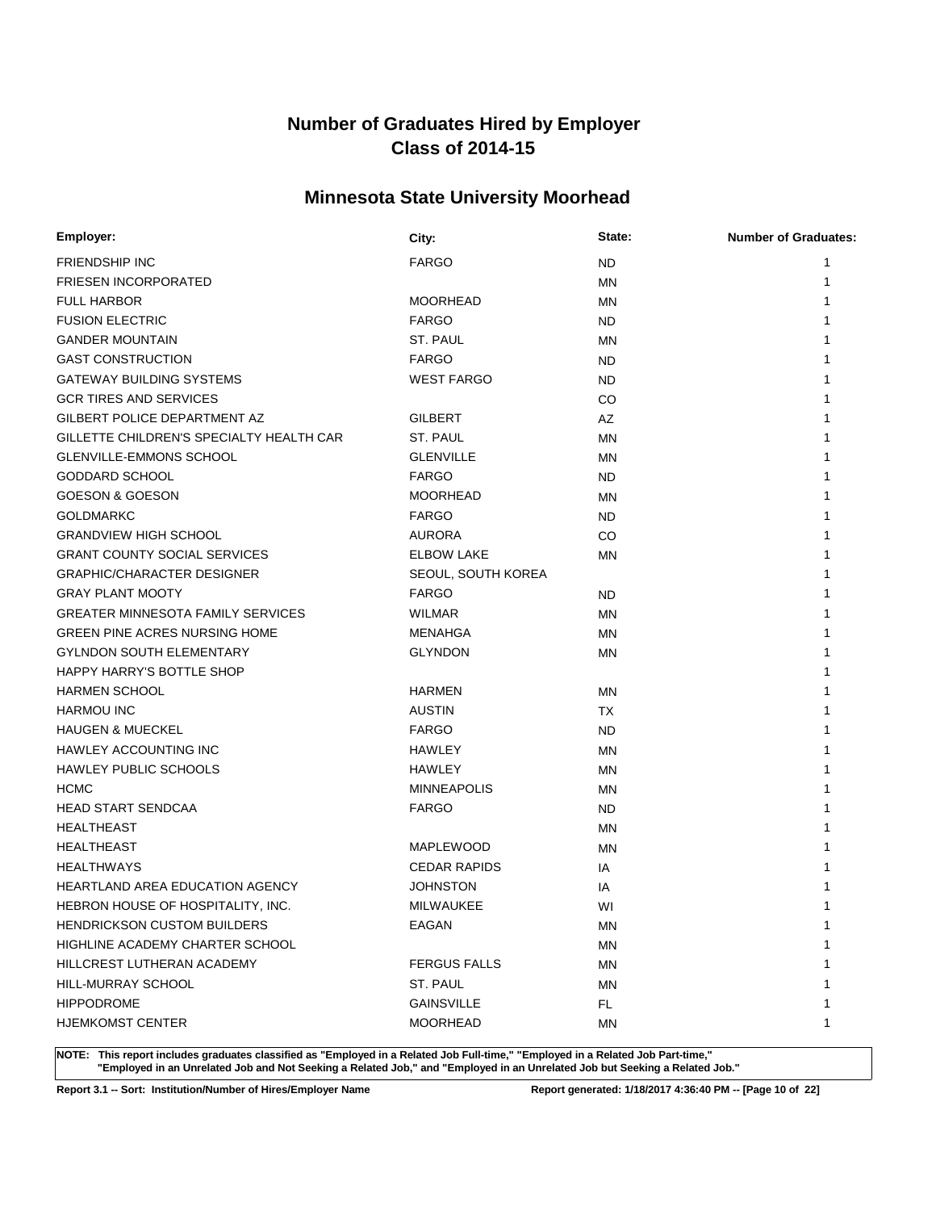# Number of Graduates Hired by Employer
# Class of 2014-15

## Minnesota State University Moorhead

| Employer: | City: | State: | Number of Graduates: |
|---|---|---|---|
| FRIENDSHIP INC | FARGO | ND | 1 |
| FRIESEN INCORPORATED | | MN | 1 |
| FULL HARBOR | MOORHEAD | MN | 1 |
| FUSION ELECTRIC | FARGO | ND | 1 |
| GANDER MOUNTAIN | ST. PAUL | MN | 1 |
| GAST CONSTRUCTION | FARGO | ND | 1 |
| GATEWAY BUILDING SYSTEMS | WEST FARGO | ND | 1 |
| GCR TIRES AND SERVICES | | CO | 1 |
| GILBERT POLICE DEPARTMENT AZ | GILBERT | AZ | 1 |
| GILLETTE CHILDREN'S SPECIALTY HEALTH CAR | ST. PAUL | MN | 1 |
| GLENVILLE-EMMONS SCHOOL | GLENVILLE | MN | 1 |
| GODDARD SCHOOL | FARGO | ND | 1 |
| GOESON & GOESON | MOORHEAD | MN | 1 |
| GOLDMARKC | FARGO | ND | 1 |
| GRANDVIEW HIGH SCHOOL | AURORA | CO | 1 |
| GRANT COUNTY SOCIAL SERVICES | ELBOW LAKE | MN | 1 |
| GRAPHIC/CHARACTER DESIGNER | SEOUL, SOUTH KOREA | | 1 |
| GRAY PLANT MOOTY | FARGO | ND | 1 |
| GREATER MINNESOTA FAMILY SERVICES | WILMAR | MN | 1 |
| GREEN PINE ACRES NURSING HOME | MENAHGA | MN | 1 |
| GYLNDON SOUTH ELEMENTARY | GLYNDON | MN | 1 |
| HAPPY HARRY'S BOTTLE SHOP | | | 1 |
| HARMEN SCHOOL | HARMEN | MN | 1 |
| HARMOU INC | AUSTIN | TX | 1 |
| HAUGEN & MUECKEL | FARGO | ND | 1 |
| HAWLEY ACCOUNTING INC | HAWLEY | MN | 1 |
| HAWLEY PUBLIC SCHOOLS | HAWLEY | MN | 1 |
| HCMC | MINNEAPOLIS | MN | 1 |
| HEAD START SENDCAA | FARGO | ND | 1 |
| HEALTHEAST | | MN | 1 |
| HEALTHEAST | MAPLEWOOD | MN | 1 |
| HEALTHWAYS | CEDAR RAPIDS | IA | 1 |
| HEARTLAND AREA EDUCATION AGENCY | JOHNSTON | IA | 1 |
| HEBRON HOUSE OF HOSPITALITY, INC. | MILWAUKEE | WI | 1 |
| HENDRICKSON CUSTOM BUILDERS | EAGAN | MN | 1 |
| HIGHLINE ACADEMY CHARTER SCHOOL | | MN | 1 |
| HILLCREST LUTHERAN ACADEMY | FERGUS FALLS | MN | 1 |
| HILL-MURRAY SCHOOL | ST. PAUL | MN | 1 |
| HIPPODROME | GAINSVILLE | FL | 1 |
| HJEMKOMST CENTER | MOORHEAD | MN | 1 |

**NOTE: This report includes graduates classified as "Employed in a Related Job Full-time," "Employed in a Related Job Part-time," "Employed in an Unrelated Job and Not Seeking a Related Job," and "Employed in an Unrelated Job but Seeking a Related Job."**

**Report 3.1 -- Sort: Institution/Number of Hires/Employer Name** **Report generated: 1/18/2017 4:36:40 PM**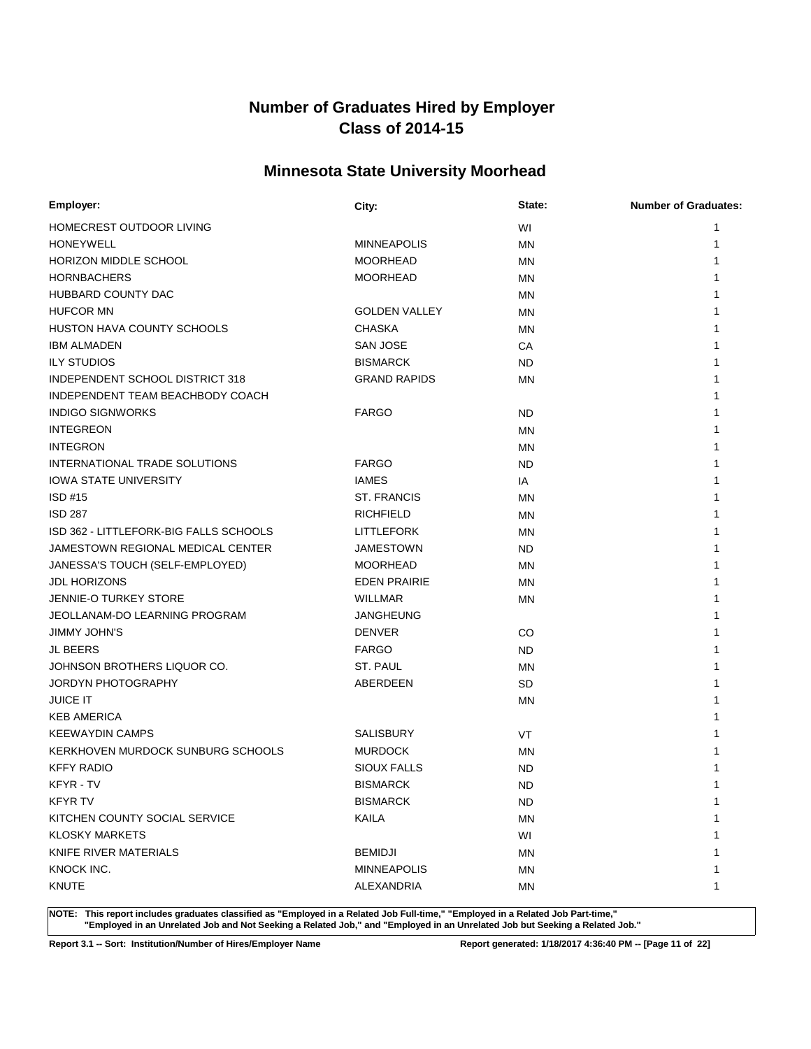# Number of Graduates Hired by Employer
# Class of 2014-15

## Minnesota State University Moorhead

| Employer: | City: | State: | Number of Graduates: |
|---|---|---|---|
| HOMECREST OUTDOOR LIVING | | WI | 1 |
| HONEYWELL | MINNEAPOLIS | MN | 1 |
| HORIZON MIDDLE SCHOOL | MOORHEAD | MN | 1 |
| HORNBACHERS | MOORHEAD | MN | 1 |
| HUBBARD COUNTY DAC | | MN | 1 |
| HUFCOR MN | GOLDEN VALLEY | MN | 1 |
| HUSTON HAVA COUNTY SCHOOLS | CHASKA | MN | 1 |
| IBM ALMADEN | SAN JOSE | CA | 1 |
| ILY STUDIOS | BISMARCK | ND | 1 |
| INDEPENDENT SCHOOL DISTRICT 318 | GRAND RAPIDS | MN | 1 |
| INDEPENDENT TEAM BEACHBODY COACH | | | 1 |
| INDIGO SIGNWORKS | FARGO | ND | 1 |
| INTEGREON | | MN | 1 |
| INTEGRON | | MN | 1 |
| INTERNATIONAL TRADE SOLUTIONS | FARGO | ND | 1 |
| IOWA STATE UNIVERSITY | IAMES | IA | 1 |
| ISD #15 | ST. FRANCIS | MN | 1 |
| ISD 287 | RICHFIELD | MN | 1 |
| ISD 362 - LITTLEFORK-BIG FALLS SCHOOLS | LITTLEFORK | MN | 1 |
| JAMESTOWN REGIONAL MEDICAL CENTER | JAMESTOWN | ND | 1 |
| JANESSA'S TOUCH (SELF-EMPLOYED) | MOORHEAD | MN | 1 |
| JDL HORIZONS | EDEN PRAIRIE | MN | 1 |
| JENNIE-O TURKEY STORE | WILLMAR | MN | 1 |
| JEOLLANAM-DO LEARNING PROGRAM | JANGHEUNG | | 1 |
| JIMMY JOHN'S | DENVER | CO | 1 |
| JL BEERS | FARGO | ND | 1 |
| JOHNSON BROTHERS LIQUOR CO. | ST. PAUL | MN | 1 |
| JORDYN PHOTOGRAPHY | ABERDEEN | SD | 1 |
| JUICE IT | | MN | 1 |
| KEB AMERICA | | | 1 |
| KEEWAYDIN CAMPS | SALISBURY | VT | 1 |
| KERKHOVEN MURDOCK SUNBURG SCHOOLS | MURDOCK | MN | 1 |
| KFFY RADIO | SIOUX FALLS | ND | 1 |
| KFYR - TV | BISMARCK | ND | 1 |
| KFYR TV | BISMARCK | ND | 1 |
| KITCHEN COUNTY SOCIAL SERVICE | KAILA | MN | 1 |
| KLOSKY MARKETS | | WI | 1 |
| KNIFE RIVER MATERIALS | BEMIDJI | MN | 1 |
| KNOCK INC. | MINNEAPOLIS | MN | 1 |
| KNUTE | ALEXANDRIA | MN | 1 |

**NOTE: This report includes graduates classified as "Employed in a Related Job Full-time," "Employed in a Related Job Part-time," "Employed in an Unrelated Job and Not Seeking a Related Job," and "Employed in an Unrelated Job but Seeking a Related Job."**

**Report 3.1 -- Sort: Institution/Number of Hires/Employer Name** **Report generated: 1/18/2017 4:36:40 PM**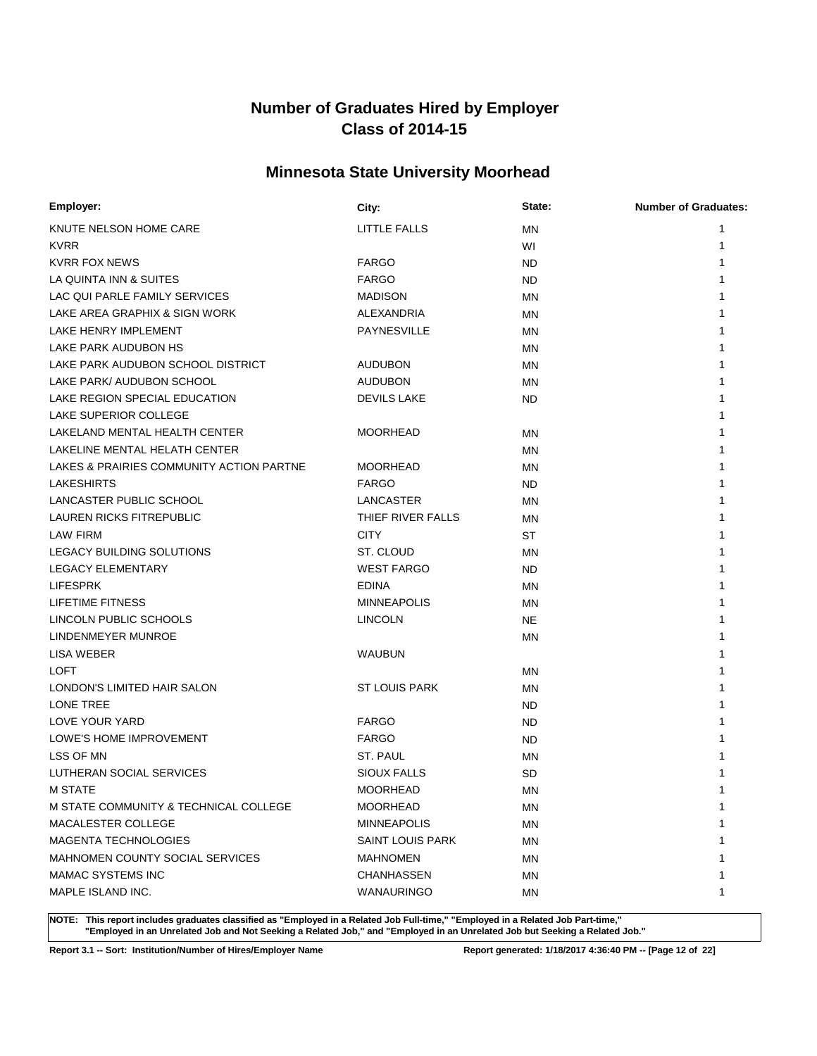# Number of Graduates Hired by Employer
# Class of 2014-15

## Minnesota State University Moorhead

| Employer: | City: | State: | Number of Graduates: |
|---|---|---|---|
| KNUTE NELSON HOME CARE | LITTLE FALLS | MN | 1 |
| KVRR | | WI | 1 |
| KVRR FOX NEWS | FARGO | ND | 1 |
| LA QUINTA INN & SUITES | FARGO | ND | 1 |
| LAC QUI PARLE FAMILY SERVICES | MADISON | MN | 1 |
| LAKE AREA GRAPHIX & SIGN WORK | ALEXANDRIA | MN | 1 |
| LAKE HENRY IMPLEMENT | PAYNESVILLE | MN | 1 |
| LAKE PARK AUDUBON HS | | MN | 1 |
| LAKE PARK AUDUBON SCHOOL DISTRICT | AUDUBON | MN | 1 |
| LAKE PARK/ AUDUBON SCHOOL | AUDUBON | MN | 1 |
| LAKE REGION SPECIAL EDUCATION | DEVILS LAKE | ND | 1 |
| LAKE SUPERIOR COLLEGE | | | 1 |
| LAKELAND MENTAL HEALTH CENTER | MOORHEAD | MN | 1 |
| LAKELINE MENTAL HELATH CENTER | | MN | 1 |
| LAKES & PRAIRIES COMMUNITY ACTION PARTNE | MOORHEAD | MN | 1 |
| LAKESHIRTS | FARGO | ND | 1 |
| LANCASTER PUBLIC SCHOOL | LANCASTER | MN | 1 |
| LAUREN RICKS FITREPUBLIC | THIEF RIVER FALLS | MN | 1 |
| LAW FIRM | CITY | ST | 1 |
| LEGACY BUILDING SOLUTIONS | ST. CLOUD | MN | 1 |
| LEGACY ELEMENTARY | WEST FARGO | ND | 1 |
| LIFESPRK | EDINA | MN | 1 |
| LIFETIME FITNESS | MINNEAPOLIS | MN | 1 |
| LINCOLN PUBLIC SCHOOLS | LINCOLN | NE | 1 |
| LINDENMEYER MUNROE | | MN | 1 |
| LISA WEBER | WAUBUN | | 1 |
| LOFT | | MN | 1 |
| LONDON'S LIMITED HAIR SALON | ST LOUIS PARK | MN | 1 |
| LONE TREE | | ND | 1 |
| LOVE YOUR YARD | FARGO | ND | 1 |
| LOWE'S HOME IMPROVEMENT | FARGO | ND | 1 |
| LSS OF MN | ST. PAUL | MN | 1 |
| LUTHERAN SOCIAL SERVICES | SIOUX FALLS | SD | 1 |
| M STATE | MOORHEAD | MN | 1 |
| M STATE COMMUNITY & TECHNICAL COLLEGE | MOORHEAD | MN | 1 |
| MACALESTER COLLEGE | MINNEAPOLIS | MN | 1 |
| MAGENTA TECHNOLOGIES | SAINT LOUIS PARK | MN | 1 |
| MAHNOMEN COUNTY SOCIAL SERVICES | MAHNOMEN | MN | 1 |
| MAMAC SYSTEMS INC | CHANHASSEN | MN | 1 |
| MAPLE ISLAND INC. | WANAURINGO | MN | 1 |

**NOTE: This report includes graduates classified as "Employed in a Related Job Full-time," "Employed in a Related Job Part-time," "Employed in an Unrelated Job and Not Seeking a Related Job," and "Employed in an Unrelated Job but Seeking a Related Job."**

**Report 3.1 -- Sort: Institution/Number of Hires/Employer Name**

**Report generated: 1/18/2017 4:36:40 PM**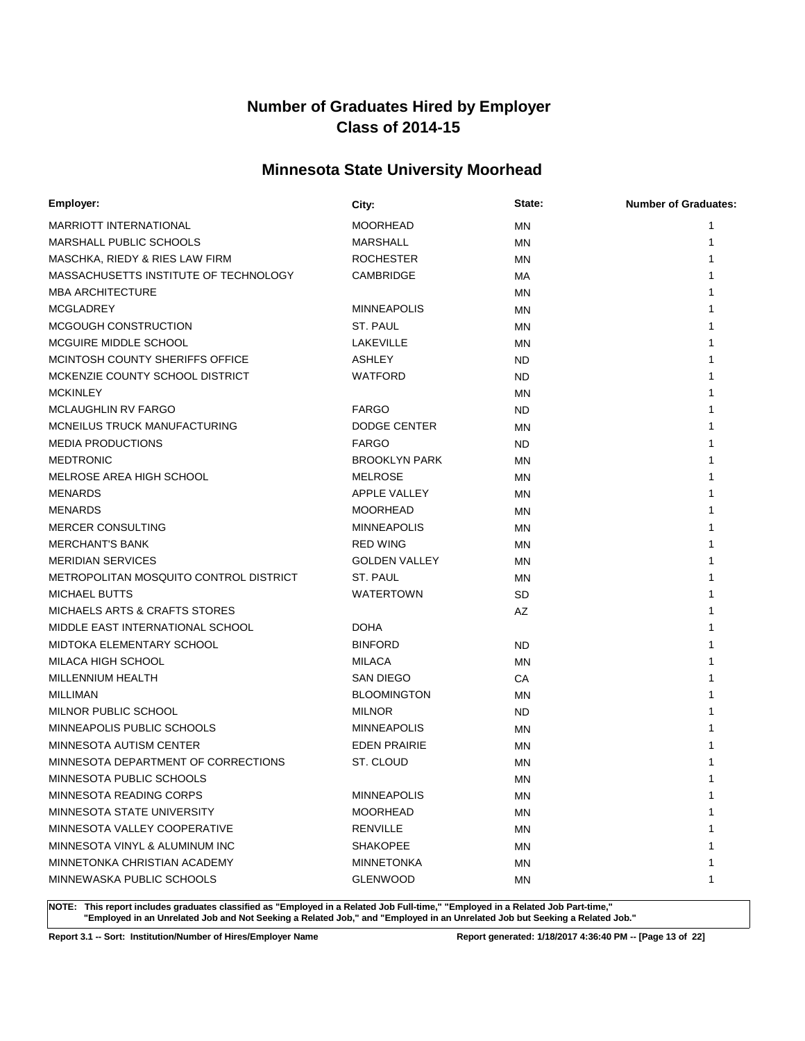# Number of Graduates Hired by Employer
# Class of 2014-15

## Minnesota State University Moorhead

| Employer: | City: | State: | Number of Graduates: |
|---|---|---|---|
| MARRIOTT INTERNATIONAL | MOORHEAD | MN | 1 |
| MARSHALL PUBLIC SCHOOLS | MARSHALL | MN | 1 |
| MASCHKA, RIEDY & RIES LAW FIRM | ROCHESTER | MN | 1 |
| MASSACHUSETTS INSTITUTE OF TECHNOLOGY | CAMBRIDGE | MA | 1 |
| MBA ARCHITECTURE | | MN | 1 |
| MCGLADREY | MINNEAPOLIS | MN | 1 |
| MCGOUGH CONSTRUCTION | ST. PAUL | MN | 1 |
| MCGUIRE MIDDLE SCHOOL | LAKEVILLE | MN | 1 |
| MCINTOSH COUNTY SHERIFFS OFFICE | ASHLEY | ND | 1 |
| MCKENZIE COUNTY SCHOOL DISTRICT | WATFORD | ND | 1 |
| MCKINLEY | | MN | 1 |
| MCLAUGHLIN RV FARGO | FARGO | ND | 1 |
| MCNEILUS TRUCK MANUFACTURING | DODGE CENTER | MN | 1 |
| MEDIA PRODUCTIONS | FARGO | ND | 1 |
| MEDTRONIC | BROOKLYN PARK | MN | 1 |
| MELROSE AREA HIGH SCHOOL | MELROSE | MN | 1 |
| MENARDS | APPLE VALLEY | MN | 1 |
| MENARDS | MOORHEAD | MN | 1 |
| MERCER CONSULTING | MINNEAPOLIS | MN | 1 |
| MERCHANT'S BANK | RED WING | MN | 1 |
| MERIDIAN SERVICES | GOLDEN VALLEY | MN | 1 |
| METROPOLITAN MOSQUITO CONTROL DISTRICT | ST. PAUL | MN | 1 |
| MICHAEL BUTTS | WATERTOWN | SD | 1 |
| MICHAELS ARTS & CRAFTS STORES | | AZ | 1 |
| MIDDLE EAST INTERNATIONAL SCHOOL | DOHA | | 1 |
| MIDTOKA ELEMENTARY SCHOOL | BINFORD | ND | 1 |
| MILACA HIGH SCHOOL | MILACA | MN | 1 |
| MILLENNIUM HEALTH | SAN DIEGO | CA | 1 |
| MILLIMAN | BLOOMINGTON | MN | 1 |
| MILNOR PUBLIC SCHOOL | MILNOR | ND | 1 |
| MINNEAPOLIS PUBLIC SCHOOLS | MINNEAPOLIS | MN | 1 |
| MINNESOTA AUTISM CENTER | EDEN PRAIRIE | MN | 1 |
| MINNESOTA DEPARTMENT OF CORRECTIONS | ST. CLOUD | MN | 1 |
| MINNESOTA PUBLIC SCHOOLS | | MN | 1 |
| MINNESOTA READING CORPS | MINNEAPOLIS | MN | 1 |
| MINNESOTA STATE UNIVERSITY | MOORHEAD | MN | 1 |
| MINNESOTA VALLEY COOPERATIVE | RENVILLE | MN | 1 |
| MINNESOTA VINYL & ALUMINUM INC | SHAKOPEE | MN | 1 |
| MINNETONKA CHRISTIAN ACADEMY | MINNETONKA | MN | 1 |
| MINNEWASKA PUBLIC SCHOOLS | GLENWOOD | MN | 1 |

**NOTE: This report includes graduates classified as "Employed in a Related Job Full-time," "Employed in a Related Job Part-time," "Employed in an Unrelated Job and Not Seeking a Related Job," and "Employed in an Unrelated Job but Seeking a Related Job."**

**Report 3.1 -- Sort: Institution/Number of Hires/Employer Name** **Report generated: 1/18/2017 4:36:40 PM**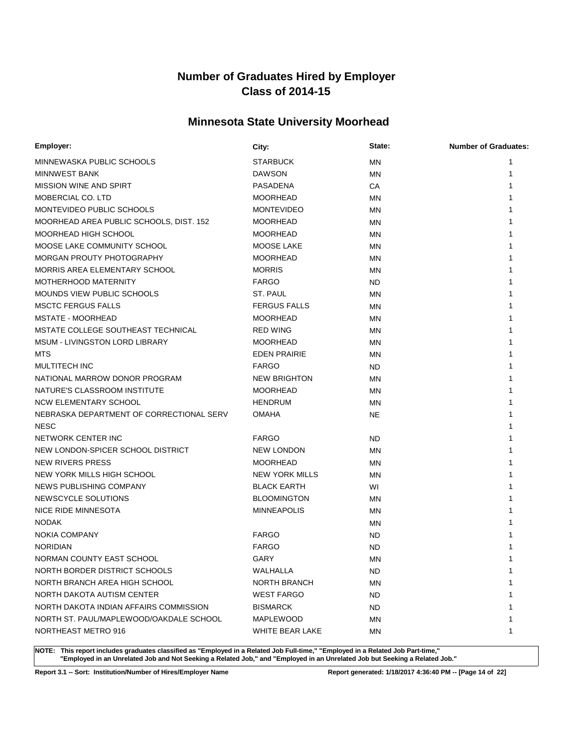# Number of Graduates Hired by Employer
# Class of 2014-15

## Minnesota State University Moorhead

| Employer: | City: | State: | Number of Graduates: |
|---|---|---|---|
| MINNEWASKA PUBLIC SCHOOLS | STARBUCK | MN | 1 |
| MINNWEST BANK | DAWSON | MN | 1 |
| MISSION WINE AND SPIRT | PASADENA | CA | 1 |
| MOBERCIAL CO. LTD | MOORHEAD | MN | 1 |
| MONTEVIDEO PUBLIC SCHOOLS | MONTEVIDEO | MN | 1 |
| MOORHEAD AREA PUBLIC SCHOOLS, DIST. 152 | MOORHEAD | MN | 1 |
| MOORHEAD HIGH SCHOOL | MOORHEAD | MN | 1 |
| MOOSE LAKE COMMUNITY SCHOOL | MOOSE LAKE | MN | 1 |
| MORGAN PROUTY PHOTOGRAPHY | MOORHEAD | MN | 1 |
| MORRIS AREA ELEMENTARY SCHOOL | MORRIS | MN | 1 |
| MOTHERHOOD MATERNITY | FARGO | ND | 1 |
| MOUNDS VIEW PUBLIC SCHOOLS | ST. PAUL | MN | 1 |
| MSCTC FERGUS FALLS | FERGUS FALLS | MN | 1 |
| MSTATE - MOORHEAD | MOORHEAD | MN | 1 |
| MSTATE COLLEGE SOUTHEAST TECHNICAL | RED WING | MN | 1 |
| MSUM - LIVINGSTON LORD LIBRARY | MOORHEAD | MN | 1 |
| MTS | EDEN PRAIRIE | MN | 1 |
| MULTITECH INC | FARGO | ND | 1 |
| NATIONAL MARROW DONOR PROGRAM | NEW BRIGHTON | MN | 1 |
| NATURE'S CLASSROOM INSTITUTE | MOORHEAD | MN | 1 |
| NCW ELEMENTARY SCHOOL | HENDRUM | MN | 1 |
| NEBRASKA DEPARTMENT OF CORRECTIONAL SERV | OMAHA | NE | 1 |
| NESC | | | 1 |
| NETWORK CENTER INC | FARGO | ND | 1 |
| NEW LONDON-SPICER SCHOOL DISTRICT | NEW LONDON | MN | 1 |
| NEW RIVERS PRESS | MOORHEAD | MN | 1 |
| NEW YORK MILLS HIGH SCHOOL | NEW YORK MILLS | MN | 1 |
| NEWS PUBLISHING COMPANY | BLACK EARTH | WI | 1 |
| NEWSCYCLE SOLUTIONS | BLOOMINGTON | MN | 1 |
| NICE RIDE MINNESOTA | MINNEAPOLIS | MN | 1 |
| NODAK | | MN | 1 |
| NOKIA COMPANY | FARGO | ND | 1 |
| NORIDIAN | FARGO | ND | 1 |
| NORMAN COUNTY EAST SCHOOL | GARY | MN | 1 |
| NORTH BORDER DISTRICT SCHOOLS | WALHALLA | ND | 1 |
| NORTH BRANCH AREA HIGH SCHOOL | NORTH BRANCH | MN | 1 |
| NORTH DAKOTA AUTISM CENTER | WEST FARGO | ND | 1 |
| NORTH DAKOTA INDIAN AFFAIRS COMMISSION | BISMARCK | ND | 1 |
| NORTH ST. PAUL/MAPLEWOOD/OAKDALE SCHOOL | MAPLEWOOD | MN | 1 |
| NORTHEAST METRO 916 | WHITE BEAR LAKE | MN | 1 |

**NOTE: This report includes graduates classified as "Employed in a Related Job Full-time," "Employed in a Related Job Part-time," "Employed in an Unrelated Job and Not Seeking a Related Job," and "Employed in an Unrelated Job but Seeking a Related Job."**

**Report 3.1 -- Sort: Institution/Number of Hires/Employer Name** **Report generated: 1/18/2017 4:36:40 PM**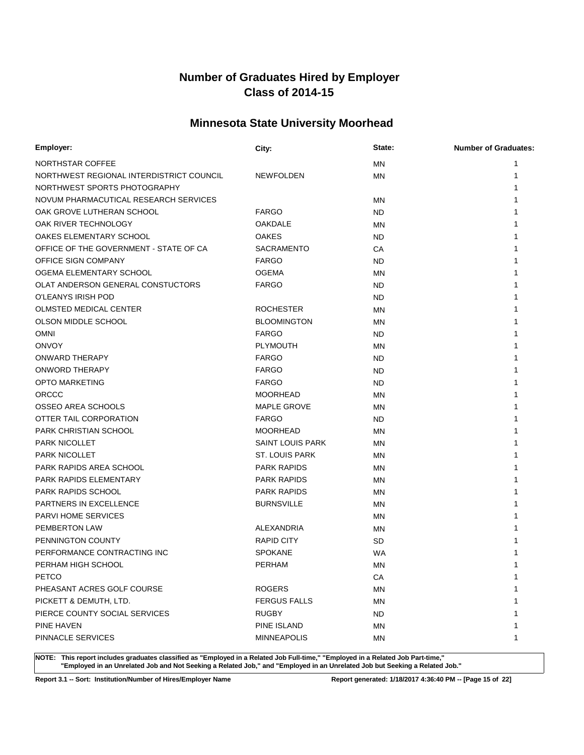# Number of Graduates Hired by Employer
# Class of 2014-15

## Minnesota State University Moorhead

| Employer: | City: | State: | Number of Graduates: |
|---|---|---|---|
| NORTHSTAR COFFEE | | MN | 1 |
| NORTHWEST REGIONAL INTERDISTRICT COUNCIL | NEWFOLDEN | MN | 1 |
| NORTHWEST SPORTS PHOTOGRAPHY | | | 1 |
| NOVUM PHARMACUTICAL RESEARCH SERVICES | | MN | 1 |
| OAK GROVE LUTHERAN SCHOOL | FARGO | ND | 1 |
| OAK RIVER TECHNOLOGY | OAKDALE | MN | 1 |
| OAKES ELEMENTARY SCHOOL | OAKES | ND | 1 |
| OFFICE OF THE GOVERNMENT - STATE OF CA | SACRAMENTO | CA | 1 |
| OFFICE SIGN COMPANY | FARGO | ND | 1 |
| OGEMA ELEMENTARY SCHOOL | OGEMA | MN | 1 |
| OLAT ANDERSON GENERAL CONSTUCTORS | FARGO | ND | 1 |
| O'LEANYS IRISH POD | | ND | 1 |
| OLMSTED MEDICAL CENTER | ROCHESTER | MN | 1 |
| OLSON MIDDLE SCHOOL | BLOOMINGTON | MN | 1 |
| OMNI | FARGO | ND | 1 |
| ONVOY | PLYMOUTH | MN | 1 |
| ONWARD THERAPY | FARGO | ND | 1 |
| ONWORD THERAPY | FARGO | ND | 1 |
| OPTO MARKETING | FARGO | ND | 1 |
| ORCCC | MOORHEAD | MN | 1 |
| OSSEO AREA SCHOOLS | MAPLE GROVE | MN | 1 |
| OTTER TAIL CORPORATION | FARGO | ND | 1 |
| PARK CHRISTIAN SCHOOL | MOORHEAD | MN | 1 |
| PARK NICOLLET | SAINT LOUIS PARK | MN | 1 |
| PARK NICOLLET | ST. LOUIS PARK | MN | 1 |
| PARK RAPIDS AREA SCHOOL | PARK RAPIDS | MN | 1 |
| PARK RAPIDS ELEMENTARY | PARK RAPIDS | MN | 1 |
| PARK RAPIDS SCHOOL | PARK RAPIDS | MN | 1 |
| PARTNERS IN EXCELLENCE | BURNSVILLE | MN | 1 |
| PARVI HOME SERVICES | | MN | 1 |
| PEMBERTON LAW | ALEXANDRIA | MN | 1 |
| PENNINGTON COUNTY | RAPID CITY | SD | 1 |
| PERFORMANCE CONTRACTING INC | SPOKANE | WA | 1 |
| PERHAM HIGH SCHOOL | PERHAM | MN | 1 |
| PETCO | | CA | 1 |
| PHEASANT ACRES GOLF COURSE | ROGERS | MN | 1 |
| PICKETT & DEMUTH, LTD. | FERGUS FALLS | MN | 1 |
| PIERCE COUNTY SOCIAL SERVICES | RUGBY | ND | 1 |
| PINE HAVEN | PINE ISLAND | MN | 1 |
| PINNACLE SERVICES | MINNEAPOLIS | MN | 1 |

**NOTE: This report includes graduates classified as "Employed in a Related Job Full-time," "Employed in a Related Job Part-time," "Employed in an Unrelated Job and Not Seeking a Related Job," and "Employed in an Unrelated Job but Seeking a Related Job."**

**Report 3.1 -- Sort: Institution/Number of Hires/Employer Name** **Report generated: 1/18/2017 4:36:40 PM**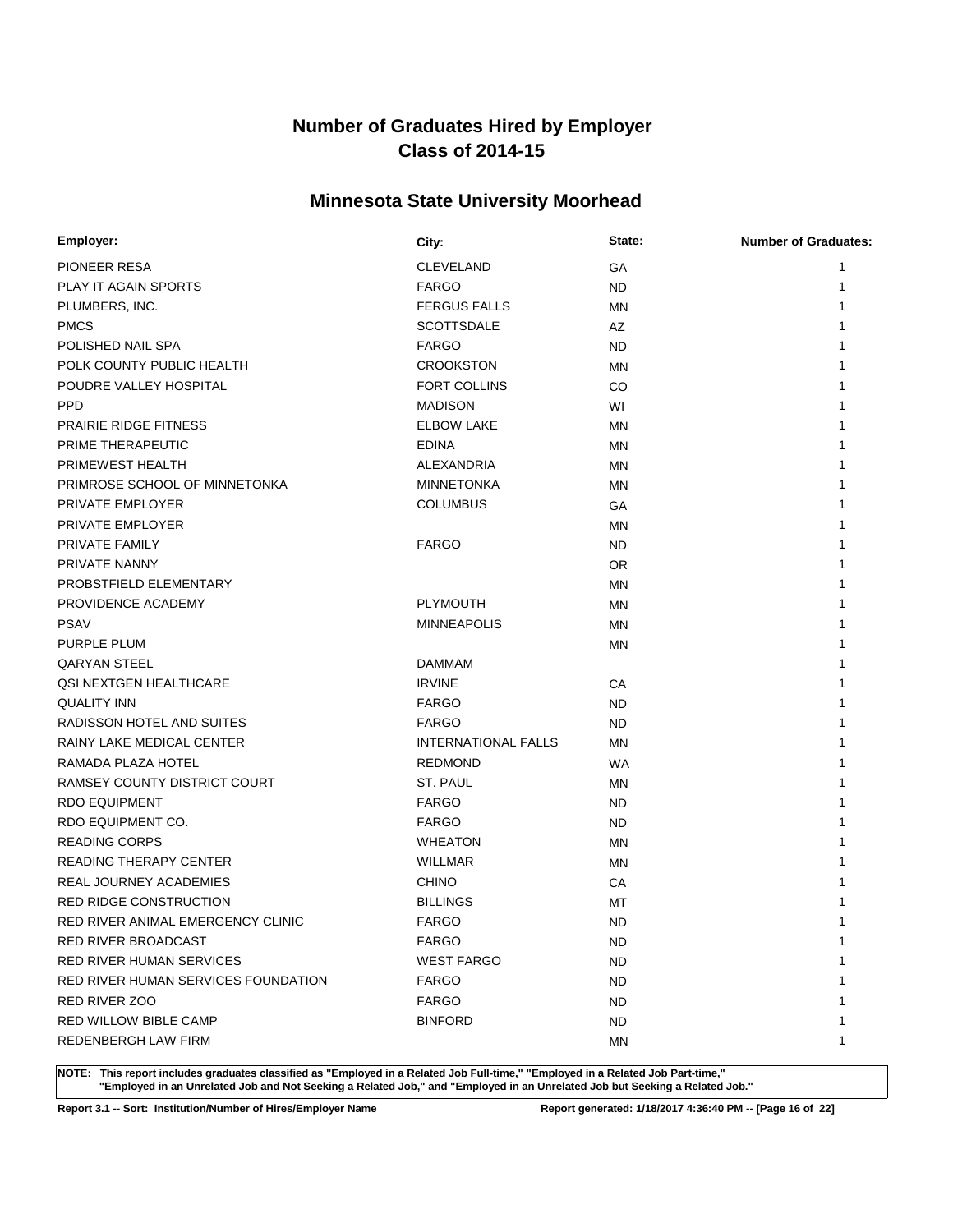# Number of Graduates Hired by Employer
# Class of 2014-15

## Minnesota State University Moorhead

| Employer: | City: | State: | Number of Graduates: |
|---|---|---|---|
| PIONEER RESA | CLEVELAND | GA | 1 |
| PLAY IT AGAIN SPORTS | FARGO | ND | 1 |
| PLUMBERS, INC. | FERGUS FALLS | MN | 1 |
| PMCS | SCOTTSDALE | AZ | 1 |
| POLISHED NAIL SPA | FARGO | ND | 1 |
| POLK COUNTY PUBLIC HEALTH | CROOKSTON | MN | 1 |
| POUDRE VALLEY HOSPITAL | FORT COLLINS | CO | 1 |
| PPD | MADISON | WI | 1 |
| PRAIRIE RIDGE FITNESS | ELBOW LAKE | MN | 1 |
| PRIME THERAPEUTIC | EDINA | MN | 1 |
| PRIMEWEST HEALTH | ALEXANDRIA | MN | 1 |
| PRIMROSE SCHOOL OF MINNETONKA | MINNETONKA | MN | 1 |
| PRIVATE EMPLOYER | COLUMBUS | GA | 1 |
| PRIVATE EMPLOYER | | MN | 1 |
| PRIVATE FAMILY | FARGO | ND | 1 |
| PRIVATE NANNY | | OR | 1 |
| PROBSTFIELD ELEMENTARY | | MN | 1 |
| PROVIDENCE ACADEMY | PLYMOUTH | MN | 1 |
| PSAV | MINNEAPOLIS | MN | 1 |
| PURPLE PLUM | | MN | 1 |
| QARYAN STEEL | DAMMAM | | 1 |
| QSI NEXTGEN HEALTHCARE | IRVINE | CA | 1 |
| QUALITY INN | FARGO | ND | 1 |
| RADISSON HOTEL AND SUITES | FARGO | ND | 1 |
| RAINY LAKE MEDICAL CENTER | INTERNATIONAL FALLS | MN | 1 |
| RAMADA PLAZA HOTEL | REDMOND | WA | 1 |
| RAMSEY COUNTY DISTRICT COURT | ST. PAUL | MN | 1 |
| RDO EQUIPMENT | FARGO | ND | 1 |
| RDO EQUIPMENT CO. | FARGO | ND | 1 |
| READING CORPS | WHEATON | MN | 1 |
| READING THERAPY CENTER | WILLMAR | MN | 1 |
| REAL JOURNEY ACADEMIES | CHINO | CA | 1 |
| RED RIDGE CONSTRUCTION | BILLINGS | MT | 1 |
| RED RIVER ANIMAL EMERGENCY CLINIC | FARGO | ND | 1 |
| RED RIVER BROADCAST | FARGO | ND | 1 |
| RED RIVER HUMAN SERVICES | WEST FARGO | ND | 1 |
| RED RIVER HUMAN SERVICES FOUNDATION | FARGO | ND | 1 |
| RED RIVER ZOO | FARGO | ND | 1 |
| RED WILLOW BIBLE CAMP | BINFORD | ND | 1 |
| REDENBERGH LAW FIRM | | MN | 1 |

**NOTE: This report includes graduates classified as "Employed in a Related Job Full-time," "Employed in a Related Job Part-time," "Employed in an Unrelated Job and Not Seeking a Related Job," and "Employed in an Unrelated Job but Seeking a Related Job."**

**Report 3.1 -- Sort: Institution/Number of Hires/Employer Name**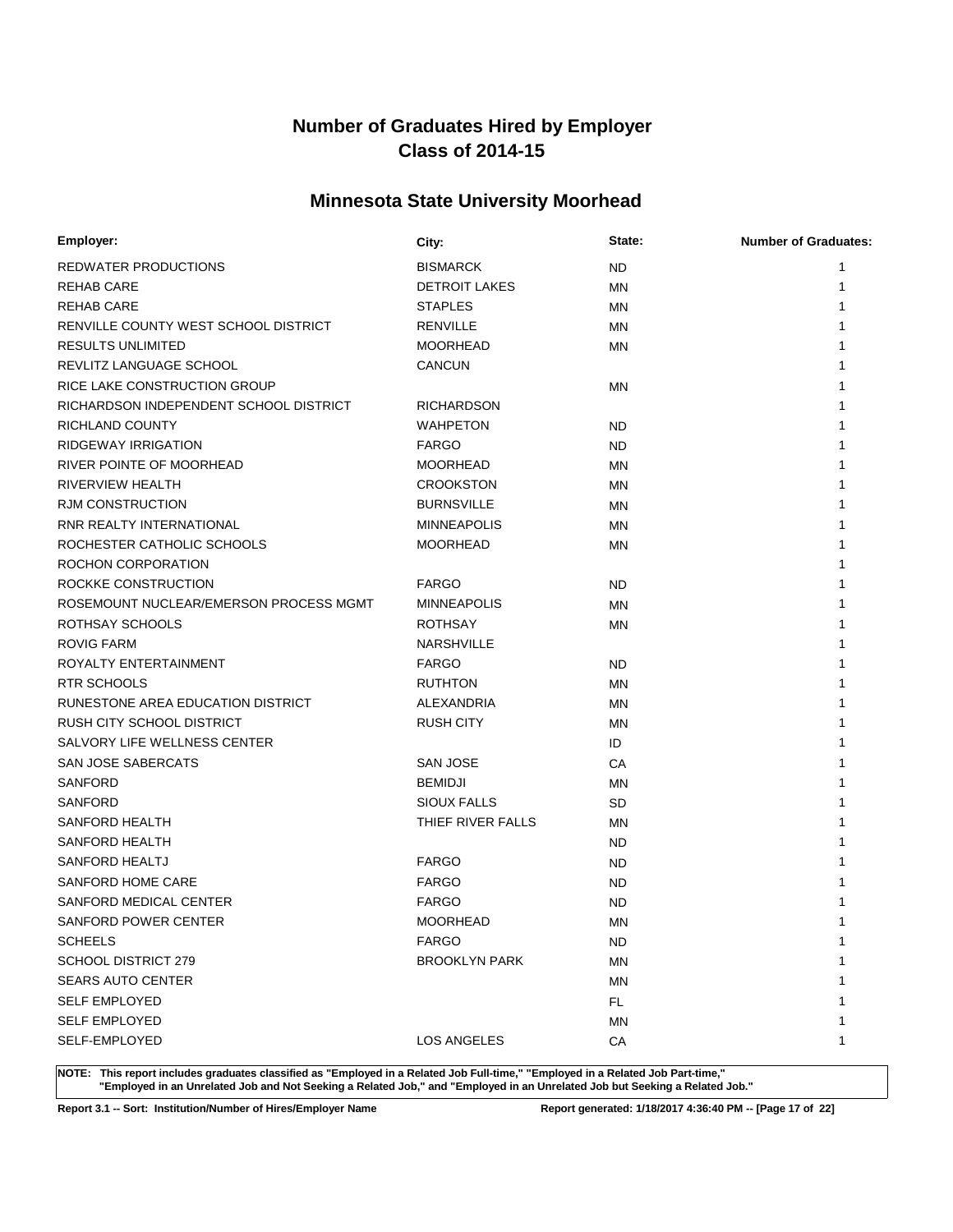# Number of Graduates Hired by Employer
# Class of 2014-15

## Minnesota State University Moorhead

| Employer: | City: | State: | Number of Graduates: |
|---|---|---|---|
| REDWATER PRODUCTIONS | BISMARCK | ND | 1 |
| REHAB CARE | DETROIT LAKES | MN | 1 |
| REHAB CARE | STAPLES | MN | 1 |
| RENVILLE COUNTY WEST SCHOOL DISTRICT | RENVILLE | MN | 1 |
| RESULTS UNLIMITED | MOORHEAD | MN | 1 |
| REVLITZ LANGUAGE SCHOOL | CANCUN | | 1 |
| RICE LAKE CONSTRUCTION GROUP | | MN | 1 |
| RICHARDSON INDEPENDENT SCHOOL DISTRICT | RICHARDSON | | 1 |
| RICHLAND COUNTY | WAHPETON | ND | 1 |
| RIDGEWAY IRRIGATION | FARGO | ND | 1 |
| RIVER POINTE OF MOORHEAD | MOORHEAD | MN | 1 |
| RIVERVIEW HEALTH | CROOKSTON | MN | 1 |
| RJM CONSTRUCTION | BURNSVILLE | MN | 1 |
| RNR REALTY INTERNATIONAL | MINNEAPOLIS | MN | 1 |
| ROCHESTER CATHOLIC SCHOOLS | MOORHEAD | MN | 1 |
| ROCHON CORPORATION | | | 1 |
| ROCKKE CONSTRUCTION | FARGO | ND | 1 |
| ROSEMOUNT NUCLEAR/EMERSON PROCESS MGMT | MINNEAPOLIS | MN | 1 |
| ROTHSAY SCHOOLS | ROTHSAY | MN | 1 |
| ROVIG FARM | NARSHVILLE | | 1 |
| ROYALTY ENTERTAINMENT | FARGO | ND | 1 |
| RTR SCHOOLS | RUTHTON | MN | 1 |
| RUNESTONE AREA EDUCATION DISTRICT | ALEXANDRIA | MN | 1 |
| RUSH CITY SCHOOL DISTRICT | RUSH CITY | MN | 1 |
| SALVORY LIFE WELLNESS CENTER | | ID | 1 |
| SAN JOSE SABERCATS | SAN JOSE | CA | 1 |
| SANFORD | BEMIDJI | MN | 1 |
| SANFORD | SIOUX FALLS | SD | 1 |
| SANFORD HEALTH | THIEF RIVER FALLS | MN | 1 |
| SANFORD HEALTH | | ND | 1 |
| SANFORD HEALTJ | FARGO | ND | 1 |
| SANFORD HOME CARE | FARGO | ND | 1 |
| SANFORD MEDICAL CENTER | FARGO | ND | 1 |
| SANFORD POWER CENTER | MOORHEAD | MN | 1 |
| SCHEELS | FARGO | ND | 1 |
| SCHOOL DISTRICT 279 | BROOKLYN PARK | MN | 1 |
| SEARS AUTO CENTER | | MN | 1 |
| SELF EMPLOYED | | FL | 1 |
| SELF EMPLOYED | | MN | 1 |
| SELF-EMPLOYED | LOS ANGELES | CA | 1 |

**NOTE: This report includes graduates classified as "Employed in a Related Job Full-time," "Employed in a Related Job Part-time," "Employed in an Unrelated Job and Not Seeking a Related Job," and "Employed in an Unrelated Job but Seeking a Related Job."**

**Report 3.1 -- Sort: Institution/Number of Hires/Employer Name**

**Report generated: 1/18/2017 4:36:40 PM**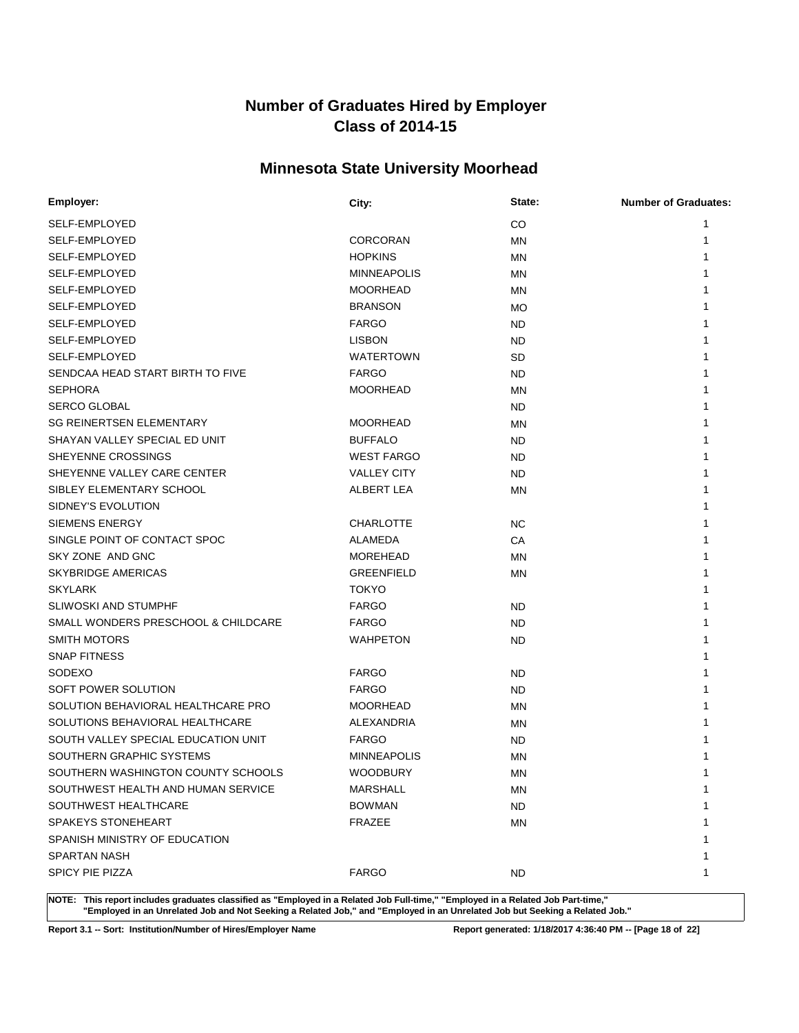# Number of Graduates Hired by Employer
# Class of 2014-15

## Minnesota State University Moorhead

| Employer: | City: | State: | Number of Graduates: |
|---|---|---|---|
| SELF-EMPLOYED | | CO | 1 |
| SELF-EMPLOYED | CORCORAN | MN | 1 |
| SELF-EMPLOYED | HOPKINS | MN | 1 |
| SELF-EMPLOYED | MINNEAPOLIS | MN | 1 |
| SELF-EMPLOYED | MOORHEAD | MN | 1 |
| SELF-EMPLOYED | BRANSON | MO | 1 |
| SELF-EMPLOYED | FARGO | ND | 1 |
| SELF-EMPLOYED | LISBON | ND | 1 |
| SELF-EMPLOYED | WATERTOWN | SD | 1 |
| SENDCAA HEAD START BIRTH TO FIVE | FARGO | ND | 1 |
| SEPHORA | MOORHEAD | MN | 1 |
| SERCO GLOBAL | | ND | 1 |
| SG REINERTSEN ELEMENTARY | MOORHEAD | MN | 1 |
| SHAYAN VALLEY SPECIAL ED UNIT | BUFFALO | ND | 1 |
| SHEYENNE CROSSINGS | WEST FARGO | ND | 1 |
| SHEYENNE VALLEY CARE CENTER | VALLEY CITY | ND | 1 |
| SIBLEY ELEMENTARY SCHOOL | ALBERT LEA | MN | 1 |
| SIDNEY'S EVOLUTION | | | 1 |
| SIEMENS ENERGY | CHARLOTTE | NC | 1 |
| SINGLE POINT OF CONTACT SPOC | ALAMEDA | CA | 1 |
| SKY ZONE AND GNC | MOREHEAD | MN | 1 |
| SKYBRIDGE AMERICAS | GREENFIELD | MN | 1 |
| SKYLARK | TOKYO | | 1 |
| SLIWOSKI AND STUMPHF | FARGO | ND | 1 |
| SMALL WONDERS PRESCHOOL & CHILDCARE | FARGO | ND | 1 |
| SMITH MOTORS | WAHPETON | ND | 1 |
| SNAP FITNESS | | | 1 |
| SODEXO | FARGO | ND | 1 |
| SOFT POWER SOLUTION | FARGO | ND | 1 |
| SOLUTION BEHAVIORAL HEALTHCARE PRO | MOORHEAD | MN | 1 |
| SOLUTIONS BEHAVIORAL HEALTHCARE | ALEXANDRIA | MN | 1 |
| SOUTH VALLEY SPECIAL EDUCATION UNIT | FARGO | ND | 1 |
| SOUTHERN GRAPHIC SYSTEMS | MINNEAPOLIS | MN | 1 |
| SOUTHERN WASHINGTON COUNTY SCHOOLS | WOODBURY | MN | 1 |
| SOUTHWEST HEALTH AND HUMAN SERVICE | MARSHALL | MN | 1 |
| SOUTHWEST HEALTHCARE | BOWMAN | ND | 1 |
| SPAKEYS STONEHEART | FRAZEE | MN | 1 |
| SPANISH MINISTRY OF EDUCATION | | | 1 |
| SPARTAN NASH | | | 1 |
| SPICY PIE PIZZA | FARGO | ND | 1 |

NOTE: This report includes graduates classified as "Employed in a Related Job Full-time," "Employed in a Related Job Part-time," "Employed in an Unrelated Job and Not Seeking a Related Job," and "Employed in an Unrelated Job but Seeking a Related Job."

Report 3.1 -- Sort: Institution/Number of Hires/Employer Name

Report generated: 1/18/2017 4:36:40 PM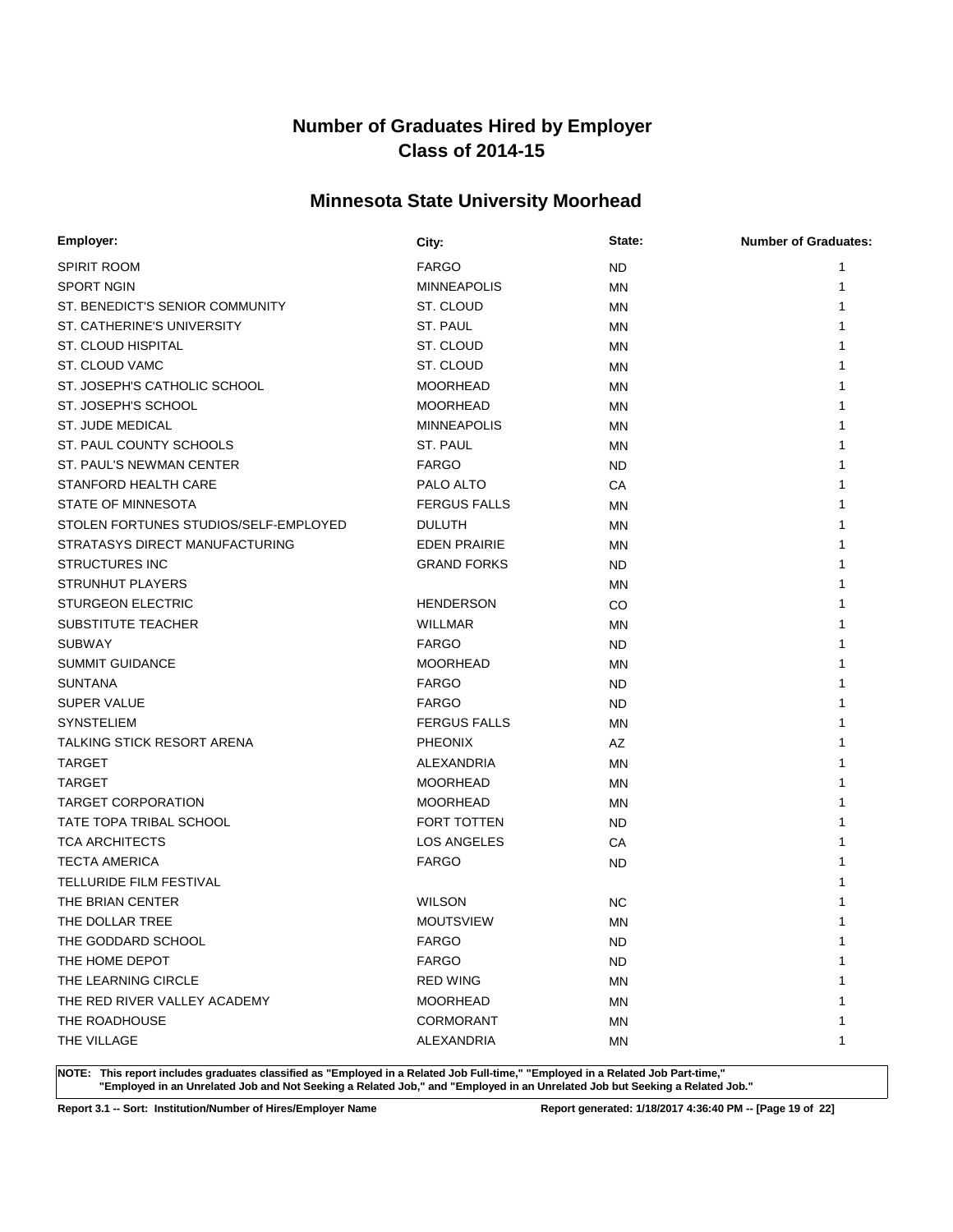# Number of Graduates Hired by Employer
# Class of 2014-15

## Minnesota State University Moorhead

| Employer: | City: | State: | Number of Graduates: |
|---|---|---|---|
| SPIRIT ROOM | FARGO | ND | 1 |
| SPORT NGIN | MINNEAPOLIS | MN | 1 |
| ST. BENEDICT'S SENIOR COMMUNITY | ST. CLOUD | MN | 1 |
| ST. CATHERINE'S UNIVERSITY | ST. PAUL | MN | 1 |
| ST. CLOUD HISPITAL | ST. CLOUD | MN | 1 |
| ST. CLOUD VAMC | ST. CLOUD | MN | 1 |
| ST. JOSEPH'S CATHOLIC SCHOOL | MOORHEAD | MN | 1 |
| ST. JOSEPH'S SCHOOL | MOORHEAD | MN | 1 |
| ST. JUDE MEDICAL | MINNEAPOLIS | MN | 1 |
| ST. PAUL COUNTY SCHOOLS | ST. PAUL | MN | 1 |
| ST. PAUL'S NEWMAN CENTER | FARGO | ND | 1 |
| STANFORD HEALTH CARE | PALO ALTO | CA | 1 |
| STATE OF MINNESOTA | FERGUS FALLS | MN | 1 |
| STOLEN FORTUNES STUDIOS/SELF-EMPLOYED | DULUTH | MN | 1 |
| STRATASYS DIRECT MANUFACTURING | EDEN PRAIRIE | MN | 1 |
| STRUCTURES INC | GRAND FORKS | ND | 1 |
| STRUNHUT PLAYERS | | MN | 1 |
| STURGEON ELECTRIC | HENDERSON | CO | 1 |
| SUBSTITUTE TEACHER | WILLMAR | MN | 1 |
| SUBWAY | FARGO | ND | 1 |
| SUMMIT GUIDANCE | MOORHEAD | MN | 1 |
| SUNTANA | FARGO | ND | 1 |
| SUPER VALUE | FARGO | ND | 1 |
| SYNSTELIEM | FERGUS FALLS | MN | 1 |
| TALKING STICK RESORT ARENA | PHEONIX | AZ | 1 |
| TARGET | ALEXANDRIA | MN | 1 |
| TARGET | MOORHEAD | MN | 1 |
| TARGET CORPORATION | MOORHEAD | MN | 1 |
| TATE TOPA TRIBAL SCHOOL | FORT TOTTEN | ND | 1 |
| TCA ARCHITECTS | LOS ANGELES | CA | 1 |
| TECTA AMERICA | FARGO | ND | 1 |
| TELLURIDE FILM FESTIVAL | | | 1 |
| THE BRIAN CENTER | WILSON | NC | 1 |
| THE DOLLAR TREE | MOUTSVIEW | MN | 1 |
| THE GODDARD SCHOOL | FARGO | ND | 1 |
| THE HOME DEPOT | FARGO | ND | 1 |
| THE LEARNING CIRCLE | RED WING | MN | 1 |
| THE RED RIVER VALLEY ACADEMY | MOORHEAD | MN | 1 |
| THE ROADHOUSE | CORMORANT | MN | 1 |
| THE VILLAGE | ALEXANDRIA | MN | 1 |

**NOTE: This report includes graduates classified as "Employed in a Related Job Full-time," "Employed in a Related Job Part-time," "Employed in an Unrelated Job and Not Seeking a Related Job," and "Employed in an Unrelated Job but Seeking a Related Job."**

**Report 3.1 -- Sort: Institution/Number of Hires/Employer Name**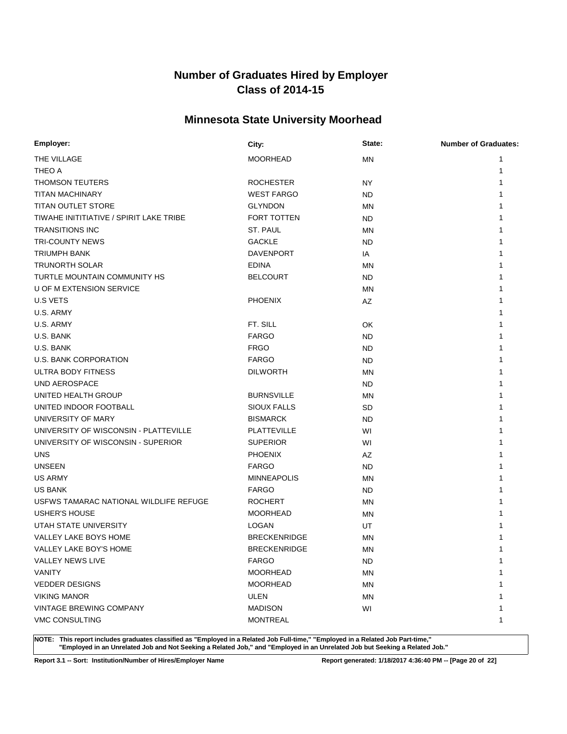# Number of Graduates Hired by Employer
# Class of 2014-15

## Minnesota State University Moorhead

| Employer: | City: | State: | Number of Graduates: |
| --- | --- | --- | --- |
| THE VILLAGE | MOORHEAD | MN | 1 |
| THEO A | | | 1 |
| THOMSON TEUTERS | ROCHESTER | NY | 1 |
| TITAN MACHINARY | WEST FARGO | ND | 1 |
| TITAN OUTLET STORE | GLYNDON | MN | 1 |
| TIWAHE INITITIATIVE / SPIRIT LAKE TRIBE | FORT TOTTEN | ND | 1 |
| TRANSITIONS INC | ST. PAUL | MN | 1 |
| TRI-COUNTY NEWS | GACKLE | ND | 1 |
| TRIUMPH BANK | DAVENPORT | IA | 1 |
| TRUNORTH SOLAR | EDINA | MN | 1 |
| TURTLE MOUNTAIN COMMUNITY HS | BELCOURT | ND | 1 |
| U OF M EXTENSION SERVICE | | MN | 1 |
| U.S VETS | PHOENIX | AZ | 1 |
| U.S. ARMY | | | 1 |
| U.S. ARMY | FT. SILL | OK | 1 |
| U.S. BANK | FARGO | ND | 1 |
| U.S. BANK | FRGO | ND | 1 |
| U.S. BANK CORPORATION | FARGO | ND | 1 |
| ULTRA BODY FITNESS | DILWORTH | MN | 1 |
| UND AEROSPACE | | ND | 1 |
| UNITED HEALTH GROUP | BURNSVILLE | MN | 1 |
| UNITED INDOOR FOOTBALL | SIOUX FALLS | SD | 1 |
| UNIVERSITY OF MARY | BISMARCK | ND | 1 |
| UNIVERSITY OF WISCONSIN - PLATTEVILLE | PLATTEVILLE | WI | 1 |
| UNIVERSITY OF WISCONSIN - SUPERIOR | SUPERIOR | WI | 1 |
| UNS | PHOENIX | AZ | 1 |
| UNSEEN | FARGO | ND | 1 |
| US ARMY | MINNEAPOLIS | MN | 1 |
| US BANK | FARGO | ND | 1 |
| USFWS TAMARAC NATIONAL WILDLIFE REFUGE | ROCHERT | MN | 1 |
| USHER'S HOUSE | MOORHEAD | MN | 1 |
| UTAH STATE UNIVERSITY | LOGAN | UT | 1 |
| VALLEY LAKE BOYS HOME | BRECKENRIDGE | MN | 1 |
| VALLEY LAKE BOY'S HOME | BRECKENRIDGE | MN | 1 |
| VALLEY NEWS LIVE | FARGO | ND | 1 |
| VANITY | MOORHEAD | MN | 1 |
| VEDDER DESIGNS | MOORHEAD | MN | 1 |
| VIKING MANOR | ULEN | MN | 1 |
| VINTAGE BREWING COMPANY | MADISON | WI | 1 |
| VMC CONSULTING | MONTREAL | | 1 |

**NOTE: This report includes graduates classified as "Employed in a Related Job Full-time," "Employed in a Related Job Part-time," "Employed in an Unrelated Job and Not Seeking a Related Job," and "Employed in an Unrelated Job but Seeking a Related Job."**

**Report 3.1 -- Sort: Institution/Number of Hires/Employer Name** **Report generated: 1/18/2017 4:36:40 PM**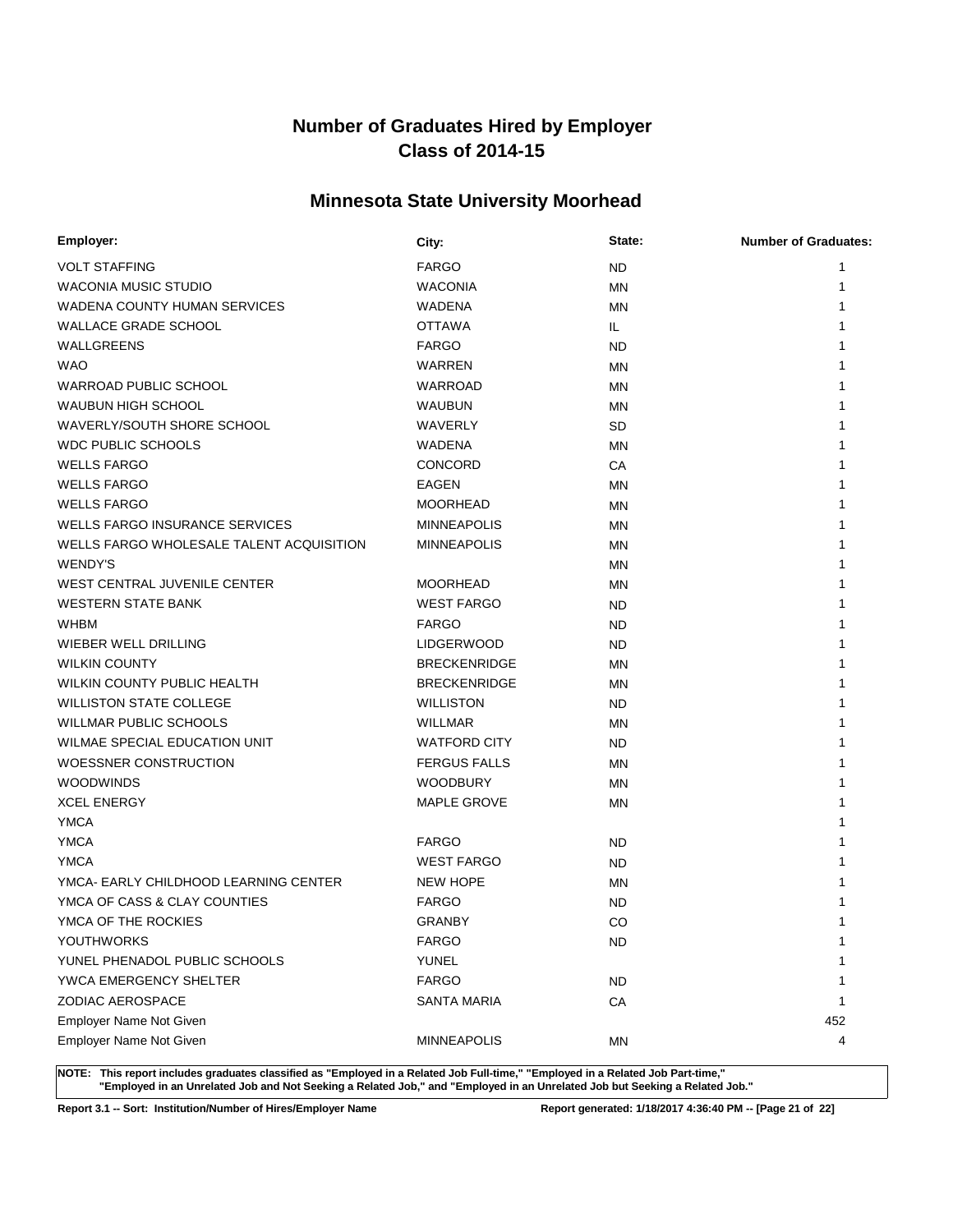# Number of Graduates Hired by Employer
# Class of 2014-15

## Minnesota State University Moorhead

| Employer: | City: | State: | Number of Graduates: |
|---|---|---|---|
| VOLT STAFFING | FARGO | ND | 1 |
| WACONIA MUSIC STUDIO | WACONIA | MN | 1 |
| WADENA COUNTY HUMAN SERVICES | WADENA | MN | 1 |
| WALLACE GRADE SCHOOL | OTTAWA | IL | 1 |
| WALLGREENS | FARGO | ND | 1 |
| WAO | WARREN | MN | 1 |
| WARROAD PUBLIC SCHOOL | WARROAD | MN | 1 |
| WAUBUN HIGH SCHOOL | WAUBUN | MN | 1 |
| WAVERLY/SOUTH SHORE SCHOOL | WAVERLY | SD | 1 |
| WDC PUBLIC SCHOOLS | WADENA | MN | 1 |
| WELLS FARGO | CONCORD | CA | 1 |
| WELLS FARGO | EAGEN | MN | 1 |
| WELLS FARGO | MOORHEAD | MN | 1 |
| WELLS FARGO INSURANCE SERVICES | MINNEAPOLIS | MN | 1 |
| WELLS FARGO WHOLESALE TALENT ACQUISITION | MINNEAPOLIS | MN | 1 |
| WENDY'S | | MN | 1 |
| WEST CENTRAL JUVENILE CENTER | MOORHEAD | MN | 1 |
| WESTERN STATE BANK | WEST FARGO | ND | 1 |
| WHBM | FARGO | ND | 1 |
| WIEBER WELL DRILLING | LIDGERWOOD | ND | 1 |
| WILKIN COUNTY | BRECKENRIDGE | MN | 1 |
| WILKIN COUNTY PUBLIC HEALTH | BRECKENRIDGE | MN | 1 |
| WILLISTON STATE COLLEGE | WILLISTON | ND | 1 |
| WILLMAR PUBLIC SCHOOLS | WILLMAR | MN | 1 |
| WILMAE SPECIAL EDUCATION UNIT | WATFORD CITY | ND | 1 |
| WOESSNER CONSTRUCTION | FERGUS FALLS | MN | 1 |
| WOODWINDS | WOODBURY | MN | 1 |
| XCEL ENERGY | MAPLE GROVE | MN | 1 |
| YMCA | | | 1 |
| YMCA | FARGO | ND | 1 |
| YMCA | WEST FARGO | ND | 1 |
| YMCA- EARLY CHILDHOOD LEARNING CENTER | NEW HOPE | MN | 1 |
| YMCA OF CASS & CLAY COUNTIES | FARGO | ND | 1 |
| YMCA OF THE ROCKIES | GRANBY | CO | 1 |
| YOUTHWORKS | FARGO | ND | 1 |
| YUNEL PHENADOL PUBLIC SCHOOLS | YUNEL | | 1 |
| YWCA EMERGENCY SHELTER | FARGO | ND | 1 |
| ZODIAC AEROSPACE | SANTA MARIA | CA | 1 |
| Employer Name Not Given | | | 452 |
| Employer Name Not Given | MINNEAPOLIS | MN | 4 |

**NOTE: This report includes graduates classified as "Employed in a Related Job Full-time," "Employed in a Related Job Part-time," "Employed in an Unrelated Job and Not Seeking a Related Job," and "Employed in an Unrelated Job but Seeking a Related Job."**

**Report 3.1 -- Sort: Institution/Number of Hires/Employer Name** **Report generated: 1/18/2017 4:36:40 PM**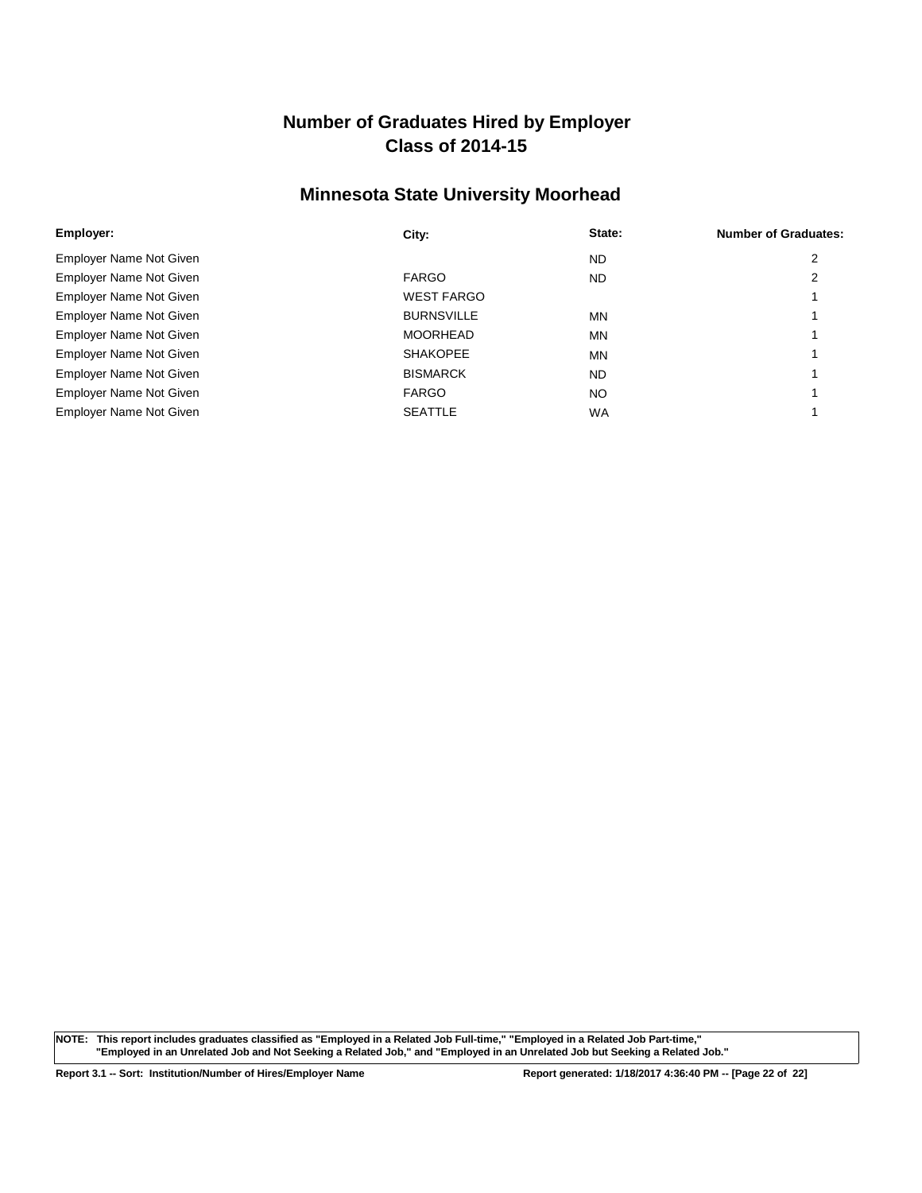# Number of Graduates Hired by Employer
# Class of 2014-15

## Minnesota State University Moorhead

| Employer: | City: | State: | Number of Graduates: |
|---|---|---|---|
| Employer Name Not Given | | ND | 2 |
| Employer Name Not Given | FARGO | ND | 2 |
| Employer Name Not Given | WEST FARGO | | 1 |
| Employer Name Not Given | BURNSVILLE | MN | 1 |
| Employer Name Not Given | MOORHEAD | MN | 1 |
| Employer Name Not Given | SHAKOPEE | MN | 1 |
| Employer Name Not Given | BISMARCK | ND | 1 |
| Employer Name Not Given | FARGO | NO | 1 |
| Employer Name Not Given | SEATTLE | WA | 1 |

**NOTE: This report includes graduates classified as "Employed in a Related Job Full-time," "Employed in a Related Job Part-time," "Employed in an Unrelated Job and Not Seeking a Related Job," and "Employed in an Unrelated Job but Seeking a Related Job."**

**Report 3.1 -- Sort: Institution/Number of Hires/Employer Name**

**Report generated: 1/18/2017 4:36:40 PM**